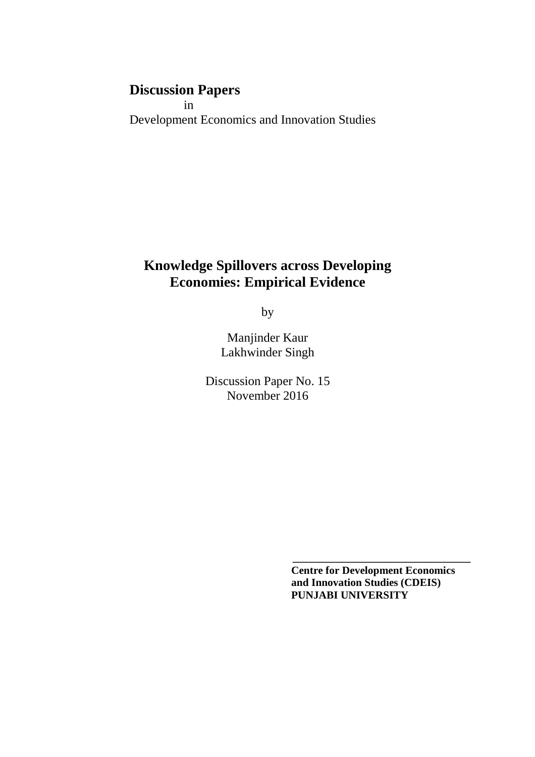**Discussion Papers**
in
Development Economics and Innovation Studies

# Knowledge Spillovers across Developing Economies: Empirical Evidence

by

Manjinder Kaur
Lakhwinder Singh

Discussion Paper No. 15
November 2016

---

**Centre for Development Economics and Innovation Studies (CDEIS)**
**PUNJABI UNIVERSITY**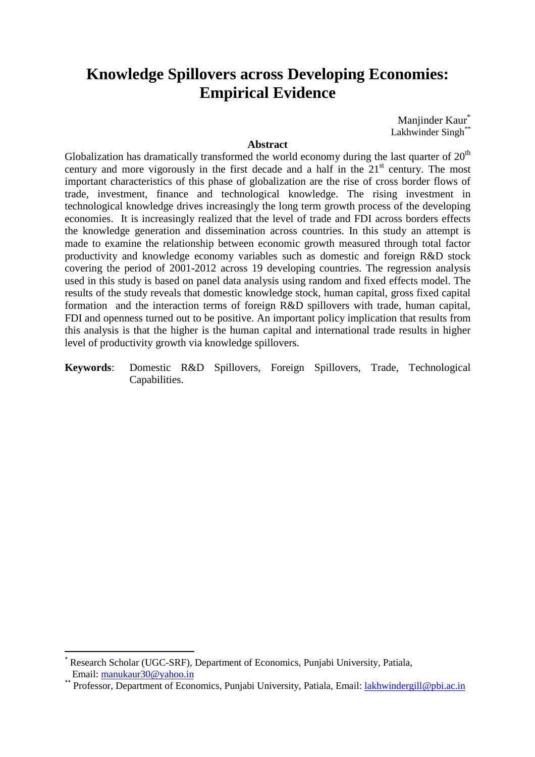# Knowledge Spillovers across Developing Economies: Empirical Evidence

Manjinder Kaur*
Lakhwinder Singh**

**Abstract**

Globalization has dramatically transformed the world economy during the last quarter of 20th century and more vigorously in the first decade and a half in the 21st century. The most important characteristics of this phase of globalization are the rise of cross border flows of trade, investment, finance and technological knowledge. The rising investment in technological knowledge drives increasingly the long term growth process of the developing economies. It is increasingly realized that the level of trade and FDI across borders effects the knowledge generation and dissemination across countries. In this study an attempt is made to examine the relationship between economic growth measured through total factor productivity and knowledge economy variables such as domestic and foreign R&D stock covering the period of 2001-2012 across 19 developing countries. The regression analysis used in this study is based on panel data analysis using random and fixed effects model. The results of the study reveals that domestic knowledge stock, human capital, gross fixed capital formation and the interaction terms of foreign R&D spillovers with trade, human capital, FDI and openness turned out to be positive. An important policy implication that results from this analysis is that the higher is the human capital and international trade results in higher level of productivity growth via knowledge spillovers.

**Keywords**: Domestic R&D Spillovers, Foreign Spillovers, Trade, Technological Capabilities.

---

* Research Scholar (UGC-SRF), Department of Economics, Punjabi University, Patiala, Email: manukaur30@yahoo.in

** Professor, Department of Economics, Punjabi University, Patiala, Email: lakhwindergill@pbi.ac.in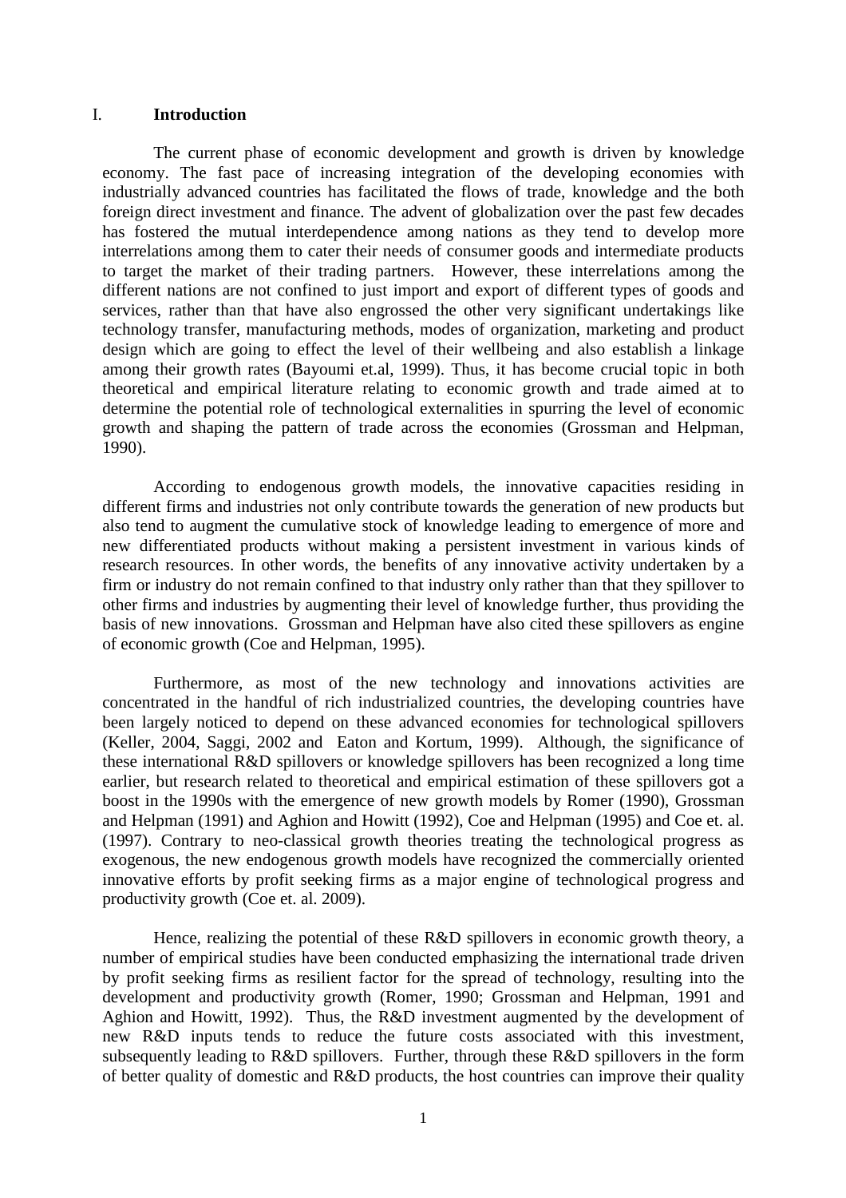# I. Introduction

The current phase of economic development and growth is driven by knowledge economy. The fast pace of increasing integration of the developing economies with industrially advanced countries has facilitated the flows of trade, knowledge and the both foreign direct investment and finance. The advent of globalization over the past few decades has fostered the mutual interdependence among nations as they tend to develop more interrelations among them to cater their needs of consumer goods and intermediate products to target the market of their trading partners. However, these interrelations among the different nations are not confined to just import and export of different types of goods and services, rather than that have also engrossed the other very significant undertakings like technology transfer, manufacturing methods, modes of organization, marketing and product design which are going to effect the level of their wellbeing and also establish a linkage among their growth rates (Bayoumi et.al, 1999). Thus, it has become crucial topic in both theoretical and empirical literature relating to economic growth and trade aimed at to determine the potential role of technological externalities in spurring the level of economic growth and shaping the pattern of trade across the economies (Grossman and Helpman, 1990).

According to endogenous growth models, the innovative capacities residing in different firms and industries not only contribute towards the generation of new products but also tend to augment the cumulative stock of knowledge leading to emergence of more and new differentiated products without making a persistent investment in various kinds of research resources. In other words, the benefits of any innovative activity undertaken by a firm or industry do not remain confined to that industry only rather than that they spillover to other firms and industries by augmenting their level of knowledge further, thus providing the basis of new innovations. Grossman and Helpman have also cited these spillovers as engine of economic growth (Coe and Helpman, 1995).

Furthermore, as most of the new technology and innovations activities are concentrated in the handful of rich industrialized countries, the developing countries have been largely noticed to depend on these advanced economies for technological spillovers (Keller, 2004, Saggi, 2002 and Eaton and Kortum, 1999). Although, the significance of these international R&D spillovers or knowledge spillovers has been recognized a long time earlier, but research related to theoretical and empirical estimation of these spillovers got a boost in the 1990s with the emergence of new growth models by Romer (1990), Grossman and Helpman (1991) and Aghion and Howitt (1992), Coe and Helpman (1995) and Coe et. al. (1997). Contrary to neo-classical growth theories treating the technological progress as exogenous, the new endogenous growth models have recognized the commercially oriented innovative efforts by profit seeking firms as a major engine of technological progress and productivity growth (Coe et. al. 2009).

Hence, realizing the potential of these R&D spillovers in economic growth theory, a number of empirical studies have been conducted emphasizing the international trade driven by profit seeking firms as resilient factor for the spread of technology, resulting into the development and productivity growth (Romer, 1990; Grossman and Helpman, 1991 and Aghion and Howitt, 1992). Thus, the R&D investment augmented by the development of new R&D inputs tends to reduce the future costs associated with this investment, subsequently leading to R&D spillovers. Further, through these R&D spillovers in the form of better quality of domestic and R&D products, the host countries can improve their quality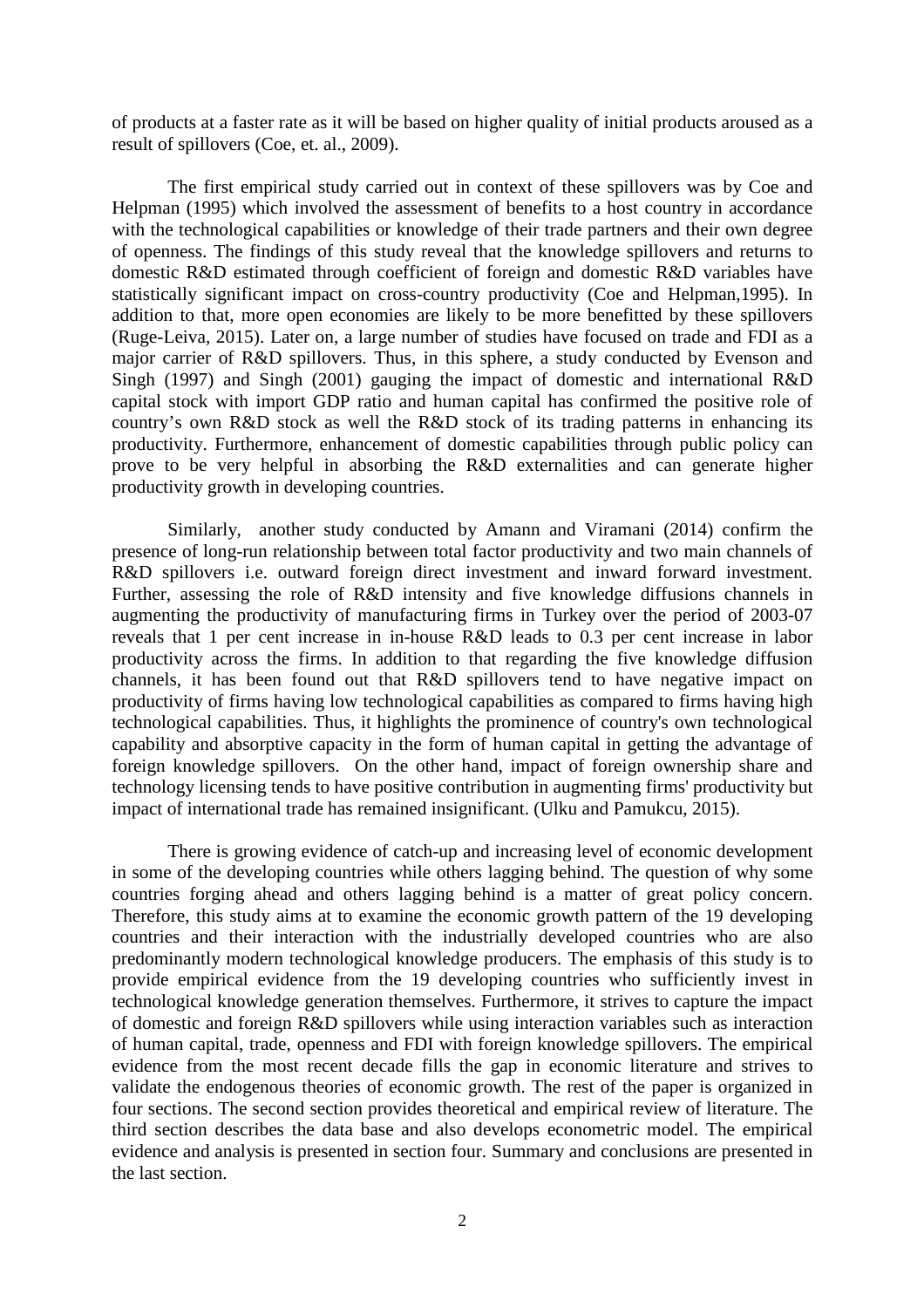of products at a faster rate as it will be based on higher quality of initial products aroused as a result of spillovers (Coe, et. al., 2009).

The first empirical study carried out in context of these spillovers was by Coe and Helpman (1995) which involved the assessment of benefits to a host country in accordance with the technological capabilities or knowledge of their trade partners and their own degree of openness. The findings of this study reveal that the knowledge spillovers and returns to domestic R&D estimated through coefficient of foreign and domestic R&D variables have statistically significant impact on cross-country productivity (Coe and Helpman,1995). In addition to that, more open economies are likely to be more benefitted by these spillovers (Ruge-Leiva, 2015). Later on, a large number of studies have focused on trade and FDI as a major carrier of R&D spillovers. Thus, in this sphere, a study conducted by Evenson and Singh (1997) and Singh (2001) gauging the impact of domestic and international R&D capital stock with import GDP ratio and human capital has confirmed the positive role of country's own R&D stock as well the R&D stock of its trading patterns in enhancing its productivity. Furthermore, enhancement of domestic capabilities through public policy can prove to be very helpful in absorbing the R&D externalities and can generate higher productivity growth in developing countries.

Similarly, another study conducted by Amann and Viramani (2014) confirm the presence of long-run relationship between total factor productivity and two main channels of R&D spillovers i.e. outward foreign direct investment and inward forward investment. Further, assessing the role of R&D intensity and five knowledge diffusions channels in augmenting the productivity of manufacturing firms in Turkey over the period of 2003-07 reveals that 1 per cent increase in in-house R&D leads to 0.3 per cent increase in labor productivity across the firms. In addition to that regarding the five knowledge diffusion channels, it has been found out that R&D spillovers tend to have negative impact on productivity of firms having low technological capabilities as compared to firms having high technological capabilities. Thus, it highlights the prominence of country's own technological capability and absorptive capacity in the form of human capital in getting the advantage of foreign knowledge spillovers. On the other hand, impact of foreign ownership share and technology licensing tends to have positive contribution in augmenting firms' productivity but impact of international trade has remained insignificant. (Ulku and Pamukcu, 2015).

There is growing evidence of catch-up and increasing level of economic development in some of the developing countries while others lagging behind. The question of why some countries forging ahead and others lagging behind is a matter of great policy concern. Therefore, this study aims at to examine the economic growth pattern of the 19 developing countries and their interaction with the industrially developed countries who are also predominantly modern technological knowledge producers. The emphasis of this study is to provide empirical evidence from the 19 developing countries who sufficiently invest in technological knowledge generation themselves. Furthermore, it strives to capture the impact of domestic and foreign R&D spillovers while using interaction variables such as interaction of human capital, trade, openness and FDI with foreign knowledge spillovers. The empirical evidence from the most recent decade fills the gap in economic literature and strives to validate the endogenous theories of economic growth. The rest of the paper is organized in four sections. The second section provides theoretical and empirical review of literature. The third section describes the data base and also develops econometric model. The empirical evidence and analysis is presented in section four. Summary and conclusions are presented in the last section.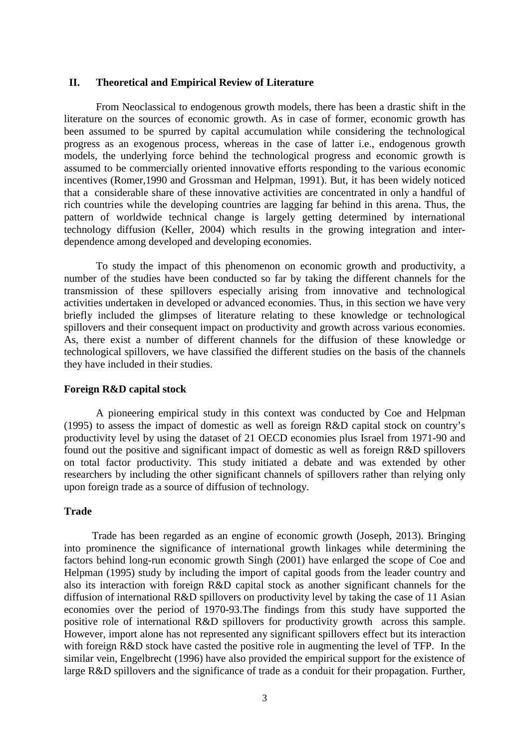## II. Theoretical and Empirical Review of Literature

From Neoclassical to endogenous growth models, there has been a drastic shift in the literature on the sources of economic growth. As in case of former, economic growth has been assumed to be spurred by capital accumulation while considering the technological progress as an exogenous process, whereas in the case of latter i.e., endogenous growth models, the underlying force behind the technological progress and economic growth is assumed to be commercially oriented innovative efforts responding to the various economic incentives (Romer,1990 and Grossman and Helpman, 1991). But, it has been widely noticed that a considerable share of these innovative activities are concentrated in only a handful of rich countries while the developing countries are lagging far behind in this arena. Thus, the pattern of worldwide technical change is largely getting determined by international technology diffusion (Keller, 2004) which results in the growing integration and inter-dependence among developed and developing economies.

To study the impact of this phenomenon on economic growth and productivity, a number of the studies have been conducted so far by taking the different channels for the transmission of these spillovers especially arising from innovative and technological activities undertaken in developed or advanced economies. Thus, in this section we have very briefly included the glimpses of literature relating to these knowledge or technological spillovers and their consequent impact on productivity and growth across various economies. As, there exist a number of different channels for the diffusion of these knowledge or technological spillovers, we have classified the different studies on the basis of the channels they have included in their studies.

**Foreign R&D capital stock**

A pioneering empirical study in this context was conducted by Coe and Helpman (1995) to assess the impact of domestic as well as foreign R&D capital stock on country's productivity level by using the dataset of 21 OECD economies plus Israel from 1971-90 and found out the positive and significant impact of domestic as well as foreign R&D spillovers on total factor productivity. This study initiated a debate and was extended by other researchers by including the other significant channels of spillovers rather than relying only upon foreign trade as a source of diffusion of technology.

**Trade**

Trade has been regarded as an engine of economic growth (Joseph, 2013). Bringing into prominence the significance of international growth linkages while determining the factors behind long-run economic growth Singh (2001) have enlarged the scope of Coe and Helpman (1995) study by including the import of capital goods from the leader country and also its interaction with foreign R&D capital stock as another significant channels for the diffusion of international R&D spillovers on productivity level by taking the case of 11 Asian economies over the period of 1970-93.The findings from this study have supported the positive role of international R&D spillovers for productivity growth across this sample. However, import alone has not represented any significant spillovers effect but its interaction with foreign R&D stock have casted the positive role in augmenting the level of TFP. In the similar vein, Engelbrecht (1996) have also provided the empirical support for the existence of large R&D spillovers and the significance of trade as a conduit for their propagation. Further,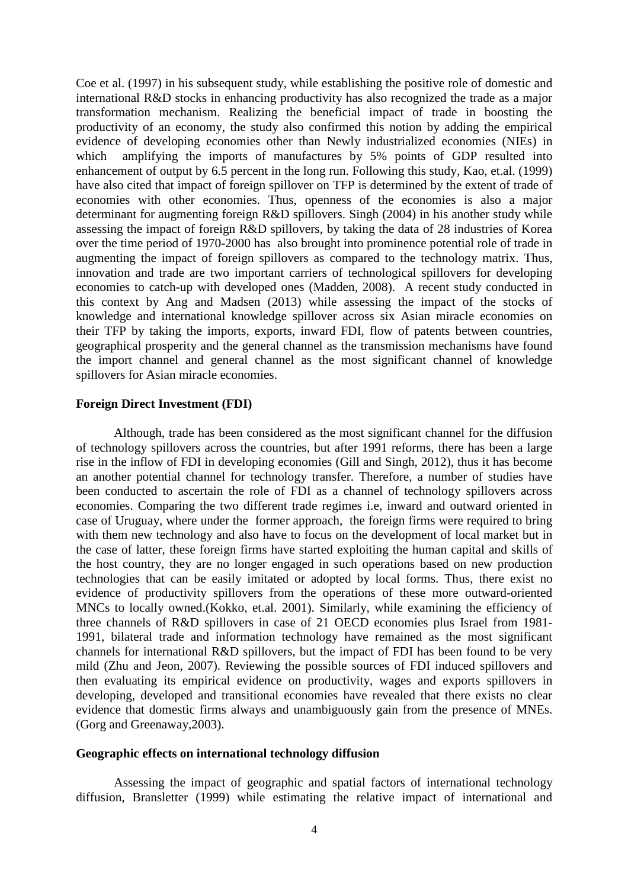Coe et al. (1997) in his subsequent study, while establishing the positive role of domestic and international R&D stocks in enhancing productivity has also recognized the trade as a major transformation mechanism. Realizing the beneficial impact of trade in boosting the productivity of an economy, the study also confirmed this notion by adding the empirical evidence of developing economies other than Newly industrialized economies (NIEs) in which amplifying the imports of manufactures by 5% points of GDP resulted into enhancement of output by 6.5 percent in the long run. Following this study, Kao, et.al. (1999) have also cited that impact of foreign spillover on TFP is determined by the extent of trade of economies with other economies. Thus, openness of the economies is also a major determinant for augmenting foreign R&D spillovers. Singh (2004) in his another study while assessing the impact of foreign R&D spillovers, by taking the data of 28 industries of Korea over the time period of 1970-2000 has also brought into prominence potential role of trade in augmenting the impact of foreign spillovers as compared to the technology matrix. Thus, innovation and trade are two important carriers of technological spillovers for developing economies to catch-up with developed ones (Madden, 2008). A recent study conducted in this context by Ang and Madsen (2013) while assessing the impact of the stocks of knowledge and international knowledge spillover across six Asian miracle economies on their TFP by taking the imports, exports, inward FDI, flow of patents between countries, geographical prosperity and the general channel as the transmission mechanisms have found the import channel and general channel as the most significant channel of knowledge spillovers for Asian miracle economies.

**Foreign Direct Investment (FDI)**

Although, trade has been considered as the most significant channel for the diffusion of technology spillovers across the countries, but after 1991 reforms, there has been a large rise in the inflow of FDI in developing economies (Gill and Singh, 2012), thus it has become an another potential channel for technology transfer. Therefore, a number of studies have been conducted to ascertain the role of FDI as a channel of technology spillovers across economies. Comparing the two different trade regimes i.e, inward and outward oriented in case of Uruguay, where under the former approach, the foreign firms were required to bring with them new technology and also have to focus on the development of local market but in the case of latter, these foreign firms have started exploiting the human capital and skills of the host country, they are no longer engaged in such operations based on new production technologies that can be easily imitated or adopted by local forms. Thus, there exist no evidence of productivity spillovers from the operations of these more outward-oriented MNCs to locally owned.(Kokko, et.al. 2001). Similarly, while examining the efficiency of three channels of R&D spillovers in case of 21 OECD economies plus Israel from 1981-1991, bilateral trade and information technology have remained as the most significant channels for international R&D spillovers, but the impact of FDI has been found to be very mild (Zhu and Jeon, 2007). Reviewing the possible sources of FDI induced spillovers and then evaluating its empirical evidence on productivity, wages and exports spillovers in developing, developed and transitional economies have revealed that there exists no clear evidence that domestic firms always and unambiguously gain from the presence of MNEs. (Gorg and Greenaway,2003).

**Geographic effects on international technology diffusion**

Assessing the impact of geographic and spatial factors of international technology diffusion, Branstetter (1999) while estimating the relative impact of international and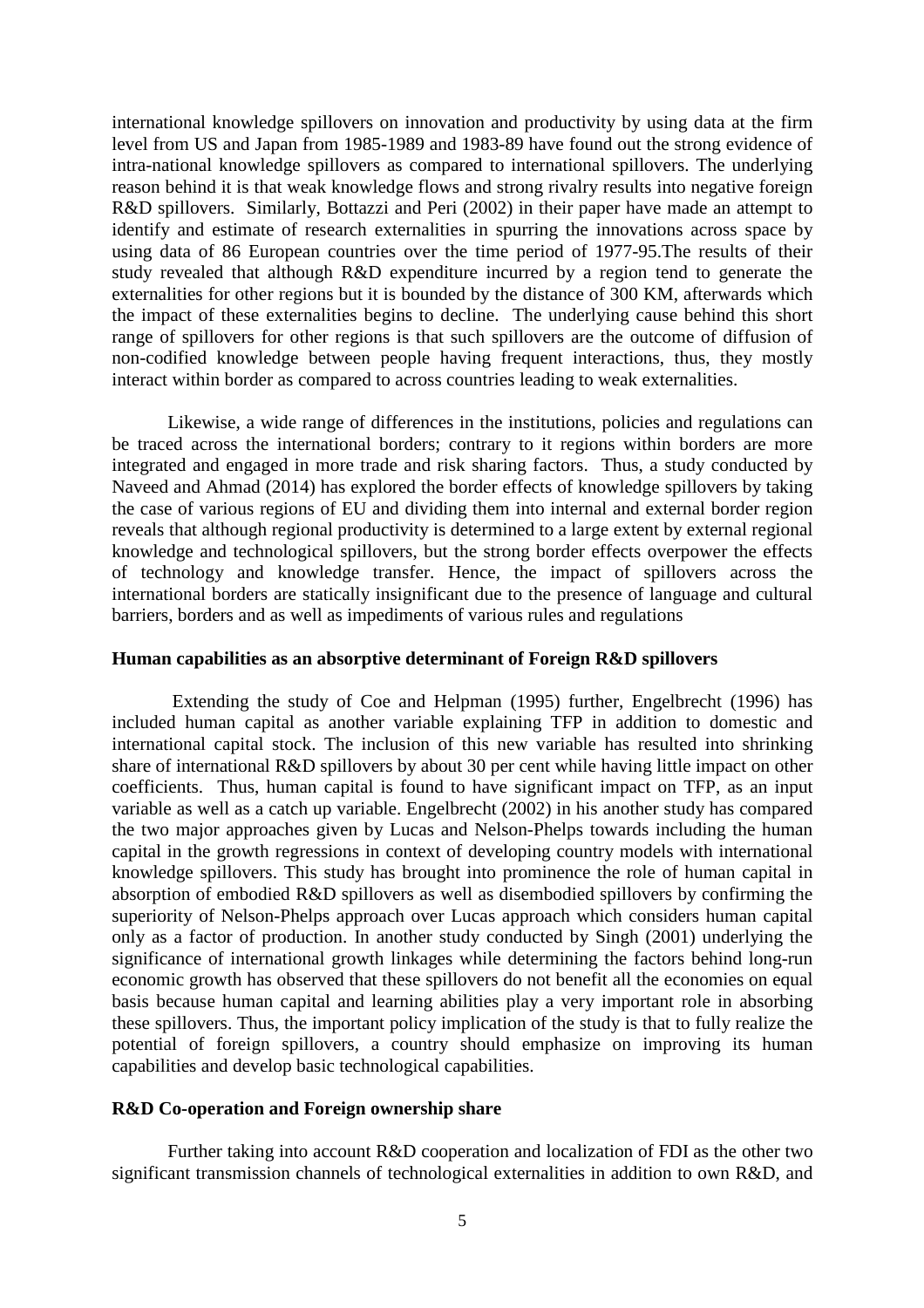international knowledge spillovers on innovation and productivity by using data at the firm level from US and Japan from 1985-1989 and 1983-89 have found out the strong evidence of intra-national knowledge spillovers as compared to international spillovers. The underlying reason behind it is that weak knowledge flows and strong rivalry results into negative foreign R&D spillovers. Similarly, Bottazzi and Peri (2002) in their paper have made an attempt to identify and estimate of research externalities in spurring the innovations across space by using data of 86 European countries over the time period of 1977-95.The results of their study revealed that although R&D expenditure incurred by a region tend to generate the externalities for other regions but it is bounded by the distance of 300 KM, afterwards which the impact of these externalities begins to decline. The underlying cause behind this short range of spillovers for other regions is that such spillovers are the outcome of diffusion of non-codified knowledge between people having frequent interactions, thus, they mostly interact within border as compared to across countries leading to weak externalities.

Likewise, a wide range of differences in the institutions, policies and regulations can be traced across the international borders; contrary to it regions within borders are more integrated and engaged in more trade and risk sharing factors. Thus, a study conducted by Naveed and Ahmad (2014) has explored the border effects of knowledge spillovers by taking the case of various regions of EU and dividing them into internal and external border region reveals that although regional productivity is determined to a large extent by external regional knowledge and technological spillovers, but the strong border effects overpower the effects of technology and knowledge transfer. Hence, the impact of spillovers across the international borders are statically insignificant due to the presence of language and cultural barriers, borders and as well as impediments of various rules and regulations

**Human capabilities as an absorptive determinant of Foreign R&D spillovers**

Extending the study of Coe and Helpman (1995) further, Engelbrecht (1996) has included human capital as another variable explaining TFP in addition to domestic and international capital stock. The inclusion of this new variable has resulted into shrinking share of international R&D spillovers by about 30 per cent while having little impact on other coefficients. Thus, human capital is found to have significant impact on TFP, as an input variable as well as a catch up variable. Engelbrecht (2002) in his another study has compared the two major approaches given by Lucas and Nelson-Phelps towards including the human capital in the growth regressions in context of developing country models with international knowledge spillovers. This study has brought into prominence the role of human capital in absorption of embodied R&D spillovers as well as disembodied spillovers by confirming the superiority of Nelson-Phelps approach over Lucas approach which considers human capital only as a factor of production. In another study conducted by Singh (2001) underlying the significance of international growth linkages while determining the factors behind long-run economic growth has observed that these spillovers do not benefit all the economies on equal basis because human capital and learning abilities play a very important role in absorbing these spillovers. Thus, the important policy implication of the study is that to fully realize the potential of foreign spillovers, a country should emphasize on improving its human capabilities and develop basic technological capabilities.

**R&D Co-operation and Foreign ownership share**

Further taking into account R&D cooperation and localization of FDI as the other two significant transmission channels of technological externalities in addition to own R&D, and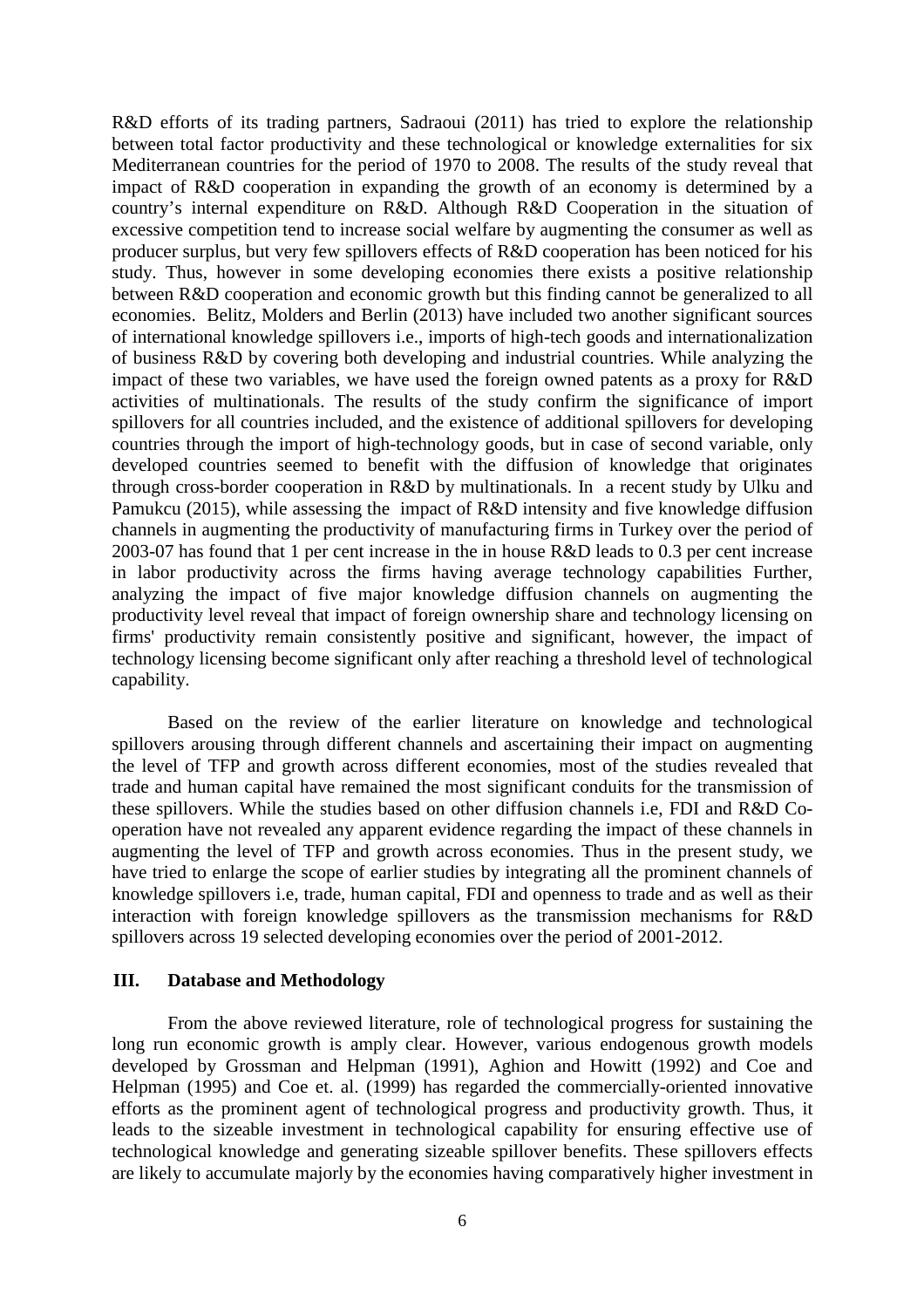R&D efforts of its trading partners, Sadraoui (2011) has tried to explore the relationship between total factor productivity and these technological or knowledge externalities for six Mediterranean countries for the period of 1970 to 2008. The results of the study reveal that impact of R&D cooperation in expanding the growth of an economy is determined by a country's internal expenditure on R&D. Although R&D Cooperation in the situation of excessive competition tend to increase social welfare by augmenting the consumer as well as producer surplus, but very few spillovers effects of R&D cooperation has been noticed for his study. Thus, however in some developing economies there exists a positive relationship between R&D cooperation and economic growth but this finding cannot be generalized to all economies. Belitz, Molders and Berlin (2013) have included two another significant sources of international knowledge spillovers i.e., imports of high-tech goods and internationalization of business R&D by covering both developing and industrial countries. While analyzing the impact of these two variables, we have used the foreign owned patents as a proxy for R&D activities of multinationals. The results of the study confirm the significance of import spillovers for all countries included, and the existence of additional spillovers for developing countries through the import of high-technology goods, but in case of second variable, only developed countries seemed to benefit with the diffusion of knowledge that originates through cross-border cooperation in R&D by multinationals. In a recent study by Ulku and Pamukcu (2015), while assessing the impact of R&D intensity and five knowledge diffusion channels in augmenting the productivity of manufacturing firms in Turkey over the period of 2003-07 has found that 1 per cent increase in the in house R&D leads to 0.3 per cent increase in labor productivity across the firms having average technology capabilities Further, analyzing the impact of five major knowledge diffusion channels on augmenting the productivity level reveal that impact of foreign ownership share and technology licensing on firms' productivity remain consistently positive and significant, however, the impact of technology licensing become significant only after reaching a threshold level of technological capability.

Based on the review of the earlier literature on knowledge and technological spillovers arousing through different channels and ascertaining their impact on augmenting the level of TFP and growth across different economies, most of the studies revealed that trade and human capital have remained the most significant conduits for the transmission of these spillovers. While the studies based on other diffusion channels i.e, FDI and R&D Co-operation have not revealed any apparent evidence regarding the impact of these channels in augmenting the level of TFP and growth across economies. Thus in the present study, we have tried to enlarge the scope of earlier studies by integrating all the prominent channels of knowledge spillovers i.e, trade, human capital, FDI and openness to trade and as well as their interaction with foreign knowledge spillovers as the transmission mechanisms for R&D spillovers across 19 selected developing economies over the period of 2001-2012.

## III. Database and Methodology

From the above reviewed literature, role of technological progress for sustaining the long run economic growth is amply clear. However, various endogenous growth models developed by Grossman and Helpman (1991), Aghion and Howitt (1992) and Coe and Helpman (1995) and Coe et. al. (1999) has regarded the commercially-oriented innovative efforts as the prominent agent of technological progress and productivity growth. Thus, it leads to the sizeable investment in technological capability for ensuring effective use of technological knowledge and generating sizeable spillover benefits. These spillovers effects are likely to accumulate majorly by the economies having comparatively higher investment in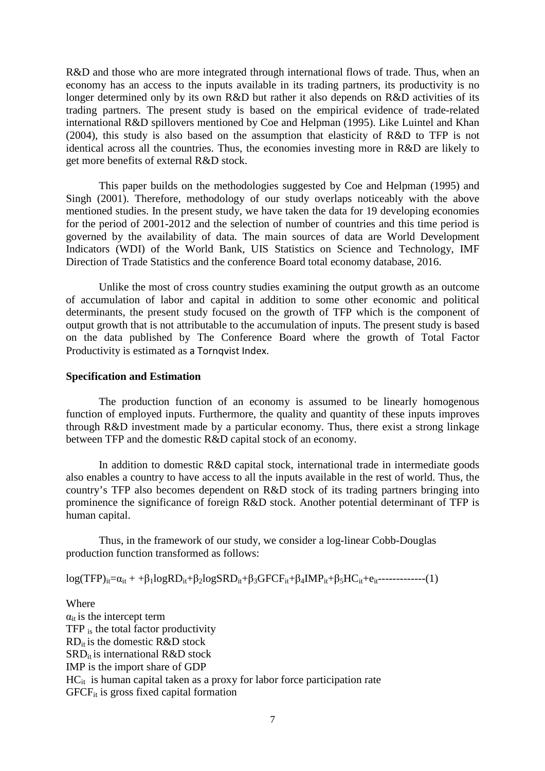R&D and those who are more integrated through international flows of trade. Thus, when an economy has an access to the inputs available in its trading partners, its productivity is no longer determined only by its own R&D but rather it also depends on R&D activities of its trading partners. The present study is based on the empirical evidence of trade-related international R&D spillovers mentioned by Coe and Helpman (1995). Like Luintel and Khan (2004), this study is also based on the assumption that elasticity of R&D to TFP is not identical across all the countries. Thus, the economies investing more in R&D are likely to get more benefits of external R&D stock.

This paper builds on the methodologies suggested by Coe and Helpman (1995) and Singh (2001). Therefore, methodology of our study overlaps noticeably with the above mentioned studies. In the present study, we have taken the data for 19 developing economies for the period of 2001-2012 and the selection of number of countries and this time period is governed by the availability of data. The main sources of data are World Development Indicators (WDI) of the World Bank, UIS Statistics on Science and Technology, IMF Direction of Trade Statistics and the conference Board total economy database, 2016.

Unlike the most of cross country studies examining the output growth as an outcome of accumulation of labor and capital in addition to some other economic and political determinants, the present study focused on the growth of TFP which is the component of output growth that is not attributable to the accumulation of inputs. The present study is based on the data published by The Conference Board where the growth of Total Factor Productivity is estimated as a Tornqvist Index.

**Specification and Estimation**

The production function of an economy is assumed to be linearly homogenous function of employed inputs. Furthermore, the quality and quantity of these inputs improves through R&D investment made by a particular economy. Thus, there exist a strong linkage between TFP and the domestic R&D capital stock of an economy.

In addition to domestic R&D capital stock, international trade in intermediate goods also enables a country to have access to all the inputs available in the rest of world. Thus, the country's TFP also becomes dependent on R&D stock of its trading partners bringing into prominence the significance of foreign R&D stock. Another potential determinant of TFP is human capital.

Thus, in the framework of our study, we consider a log-linear Cobb-Douglas production function transformed as follows:

$$\log(TFP)_{it}=\alpha_{it} + +\beta_1 \log RD_{it}+\beta_2 \log SRD_{it}+\beta_3 GFCF_{it}+\beta_4 IMP_{it}+\beta_5 HC_{it}+e_{it} \text{------------}(1)$$

Where

$\alpha_{it}$ is the intercept term

TFP is the total factor productivity

$RD_{it}$ is the domestic R&D stock

$SRD_{it}$ is international R&D stock

IMP is the import share of GDP

$HC_{it}$ is human capital taken as a proxy for labor force participation rate

$GFCF_{it}$ is gross fixed capital formation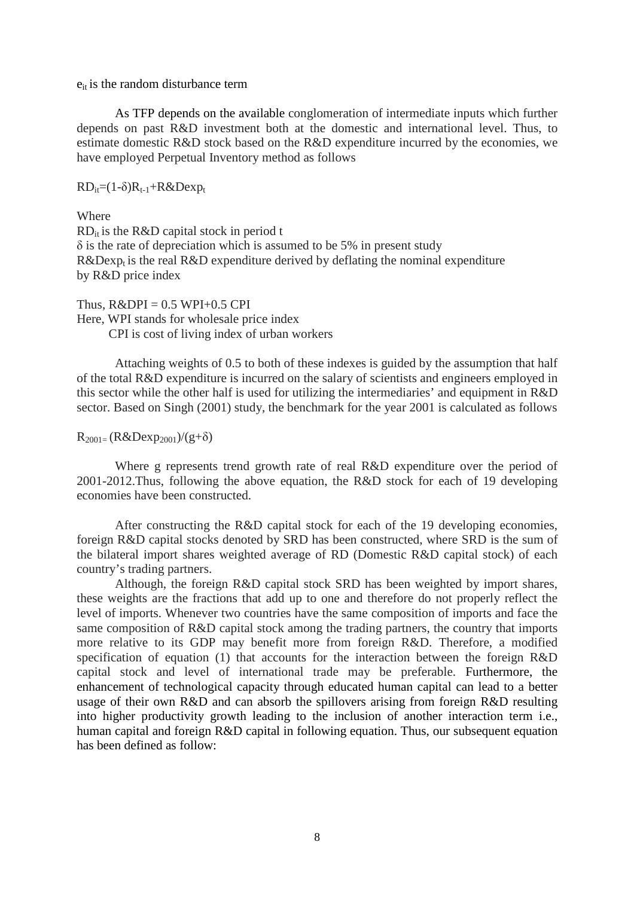$e_{it}$ is the random disturbance term

As TFP depends on the available conglomeration of intermediate inputs which further depends on past R&D investment both at the domestic and international level. Thus, to estimate domestic R&D stock based on the R&D expenditure incurred by the economies, we have employed Perpetual Inventory method as follows

$$RD_{it}=(1-\delta)R_{t-1}+R\&Dexp_t$$

Where

$RD_{it}$ is the R&D capital stock in period t

$\delta$ is the rate of depreciation which is assumed to be 5% in present study

$R\&Dexp_t$ is the real R&D expenditure derived by deflating the nominal expenditure by R&D price index

Thus, $R\&DPI = 0.5\ WPI+0.5\ CPI$

Here, WPI stands for wholesale price index

CPI is cost of living index of urban workers

Attaching weights of 0.5 to both of these indexes is guided by the assumption that half of the total R&D expenditure is incurred on the salary of scientists and engineers employed in this sector while the other half is used for utilizing the intermediaries' and equipment in R&D sector. Based on Singh (2001) study, the benchmark for the year 2001 is calculated as follows

$$R_{2001}=(R\&Dexp_{2001})/(g+\delta)$$

Where g represents trend growth rate of real R&D expenditure over the period of 2001-2012. Thus, following the above equation, the R&D stock for each of 19 developing economies have been constructed.

After constructing the R&D capital stock for each of the 19 developing economies, foreign R&D capital stocks denoted by SRD has been constructed, where SRD is the sum of the bilateral import shares weighted average of RD (Domestic R&D capital stock) of each country's trading partners.

Although, the foreign R&D capital stock SRD has been weighted by import shares, these weights are the fractions that add up to one and therefore do not properly reflect the level of imports. Whenever two countries have the same composition of imports and face the same composition of R&D capital stock among the trading partners, the country that imports more relative to its GDP may benefit more from foreign R&D. Therefore, a modified specification of equation (1) that accounts for the interaction between the foreign R&D capital stock and level of international trade may be preferable. Furthermore, the enhancement of technological capacity through educated human capital can lead to a better usage of their own R&D and can absorb the spillovers arising from foreign R&D resulting into higher productivity growth leading to the inclusion of another interaction term i.e., human capital and foreign R&D capital in following equation. Thus, our subsequent equation has been defined as follow: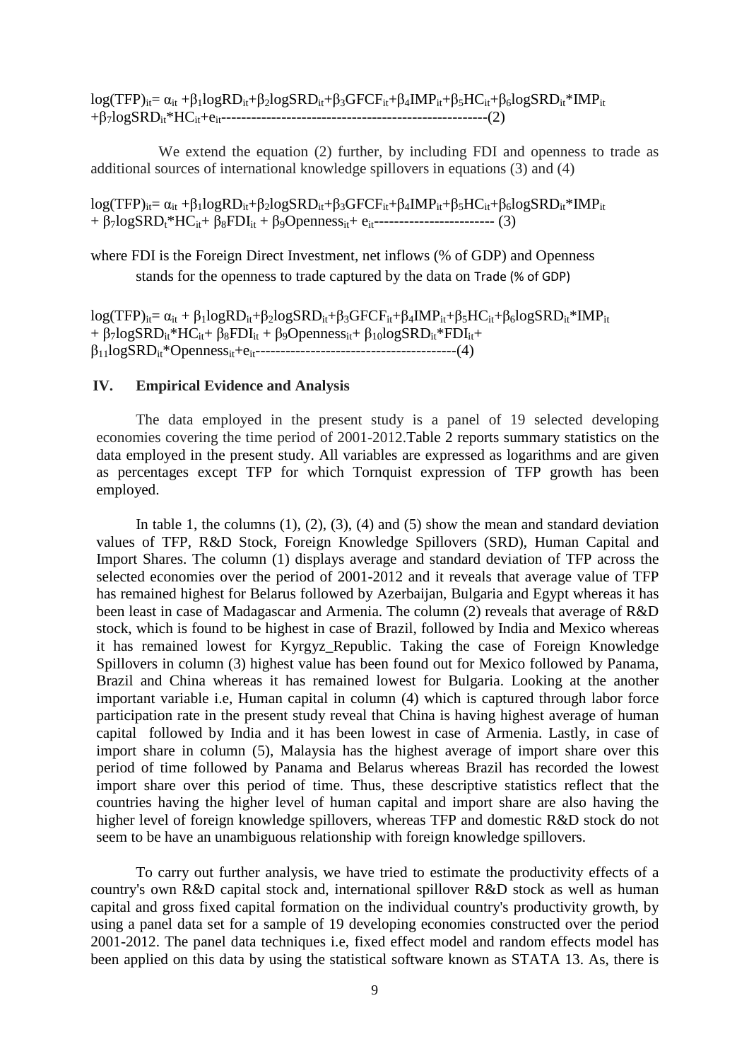$$\log(TFP)_{it}= \alpha_{it} +\beta_1 \log RD_{it}+\beta_2 \log SRD_{it}+\beta_3 GFCF_{it}+\beta_4 IMP_{it}+\beta_5 HC_{it}+\beta_6 \log SRD_{it}{*}IMP_{it} +\beta_7 \log SRD_{it}{*}HC_{it}+e_{it} \quad (2)$$

We extend the equation (2) further, by including FDI and openness to trade as additional sources of international knowledge spillovers in equations (3) and (4)

$$\log(TFP)_{it}= \alpha_{it} +\beta_1 \log RD_{it}+\beta_2 \log SRD_{it}+\beta_3 GFCF_{it}+\beta_4 IMP_{it}+\beta_5 HC_{it}+\beta_6 \log SRD_{it}{*}IMP_{it} + \beta_7 \log SRD_{t}{*}HC_{it}+ \beta_8 FDI_{it} + \beta_9 Openness_{it}+ e_{it} \quad (3)$$

where FDI is the Foreign Direct Investment, net inflows (% of GDP) and Openness stands for the openness to trade captured by the data on Trade (% of GDP)

$$\log(TFP)_{it}= \alpha_{it} + \beta_1 \log RD_{it}+\beta_2 \log SRD_{it}+\beta_3 GFCF_{it}+\beta_4 IMP_{it}+\beta_5 HC_{it}+\beta_6 \log SRD_{it}{*}IMP_{it} + \beta_7 \log SRD_{it}{*}HC_{it}+ \beta_8 FDI_{it} + \beta_9 Openness_{it}+ \beta_{10} \log SRD_{it}{*}FDI_{it}+ \beta_{11} \log SRD_{it}{*}Openness_{it}+e_{it} \quad (4)$$

## IV. Empirical Evidence and Analysis

The data employed in the present study is a panel of 19 selected developing economies covering the time period of 2001-2012. Table 2 reports summary statistics on the data employed in the present study. All variables are expressed as logarithms and are given as percentages except TFP for which Tornquist expression of TFP growth has been employed.

In table 1, the columns (1), (2), (3), (4) and (5) show the mean and standard deviation values of TFP, R&D Stock, Foreign Knowledge Spillovers (SRD), Human Capital and Import Shares. The column (1) displays average and standard deviation of TFP across the selected economies over the period of 2001-2012 and it reveals that average value of TFP has remained highest for Belarus followed by Azerbaijan, Bulgaria and Egypt whereas it has been least in case of Madagascar and Armenia. The column (2) reveals that average of R&D stock, which is found to be highest in case of Brazil, followed by India and Mexico whereas it has remained lowest for Kyrgyz_Republic. Taking the case of Foreign Knowledge Spillovers in column (3) highest value has been found out for Mexico followed by Panama, Brazil and China whereas it has remained lowest for Bulgaria. Looking at the another important variable i.e, Human capital in column (4) which is captured through labor force participation rate in the present study reveal that China is having highest average of human capital followed by India and it has been lowest in case of Armenia. Lastly, in case of import share in column (5), Malaysia has the highest average of import share over this period of time followed by Panama and Belarus whereas Brazil has recorded the lowest import share over this period of time. Thus, these descriptive statistics reflect that the countries having the higher level of human capital and import share are also having the higher level of foreign knowledge spillovers, whereas TFP and domestic R&D stock do not seem to be have an unambiguous relationship with foreign knowledge spillovers.

To carry out further analysis, we have tried to estimate the productivity effects of a country's own R&D capital stock and, international spillover R&D stock as well as human capital and gross fixed capital formation on the individual country's productivity growth, by using a panel data set for a sample of 19 developing economies constructed over the period 2001-2012. The panel data techniques i.e, fixed effect model and random effects model has been applied on this data by using the statistical software known as STATA 13. As, there is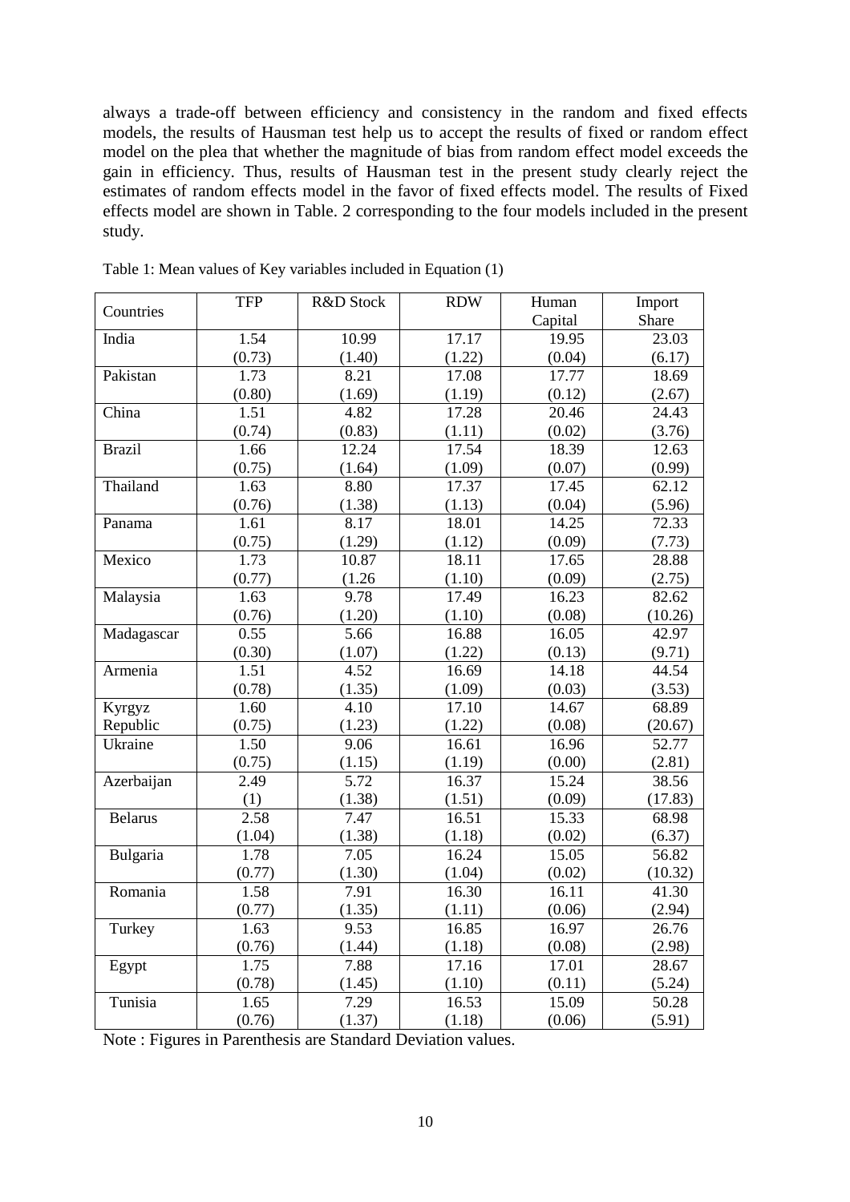always a trade-off between efficiency and consistency in the random and fixed effects models, the results of Hausman test help us to accept the results of fixed or random effect model on the plea that whether the magnitude of bias from random effect model exceeds the gain in efficiency. Thus, results of Hausman test in the present study clearly reject the estimates of random effects model in the favor of fixed effects model. The results of Fixed effects model are shown in Table. 2 corresponding to the four models included in the present study.

Table 1: Mean values of Key variables included in Equation (1)

| Countries | TFP | R&D Stock | RDW | Human Capital | Import Share |
|---|---|---|---|---|---|
| India | 1.54 | 10.99 | 17.17 | 19.95 | 23.03 |
| | (0.73) | (1.40) | (1.22) | (0.04) | (6.17) |
| Pakistan | 1.73 | 8.21 | 17.08 | 17.77 | 18.69 |
| | (0.80) | (1.69) | (1.19) | (0.12) | (2.67) |
| China | 1.51 | 4.82 | 17.28 | 20.46 | 24.43 |
| | (0.74) | (0.83) | (1.11) | (0.02) | (3.76) |
| Brazil | 1.66 | 12.24 | 17.54 | 18.39 | 12.63 |
| | (0.75) | (1.64) | (1.09) | (0.07) | (0.99) |
| Thailand | 1.63 | 8.80 | 17.37 | 17.45 | 62.12 |
| | (0.76) | (1.38) | (1.13) | (0.04) | (5.96) |
| Panama | 1.61 | 8.17 | 18.01 | 14.25 | 72.33 |
| | (0.75) | (1.29) | (1.12) | (0.09) | (7.73) |
| Mexico | 1.73 | 10.87 | 18.11 | 17.65 | 28.88 |
| | (0.77) | (1.26 | (1.10) | (0.09) | (2.75) |
| Malaysia | 1.63 | 9.78 | 17.49 | 16.23 | 82.62 |
| | (0.76) | (1.20) | (1.10) | (0.08) | (10.26) |
| Madagascar | 0.55 | 5.66 | 16.88 | 16.05 | 42.97 |
| | (0.30) | (1.07) | (1.22) | (0.13) | (9.71) |
| Armenia | 1.51 | 4.52 | 16.69 | 14.18 | 44.54 |
| | (0.78) | (1.35) | (1.09) | (0.03) | (3.53) |
| Kyrgyz Republic | 1.60 | 4.10 | 17.10 | 14.67 | 68.89 |
| | (0.75) | (1.23) | (1.22) | (0.08) | (20.67) |
| Ukraine | 1.50 | 9.06 | 16.61 | 16.96 | 52.77 |
| | (0.75) | (1.15) | (1.19) | (0.00) | (2.81) |
| Azerbaijan | 2.49 | 5.72 | 16.37 | 15.24 | 38.56 |
| | (1) | (1.38) | (1.51) | (0.09) | (17.83) |
| Belarus | 2.58 | 7.47 | 16.51 | 15.33 | 68.98 |
| | (1.04) | (1.38) | (1.18) | (0.02) | (6.37) |
| Bulgaria | 1.78 | 7.05 | 16.24 | 15.05 | 56.82 |
| | (0.77) | (1.30) | (1.04) | (0.02) | (10.32) |
| Romania | 1.58 | 7.91 | 16.30 | 16.11 | 41.30 |
| | (0.77) | (1.35) | (1.11) | (0.06) | (2.94) |
| Turkey | 1.63 | 9.53 | 16.85 | 16.97 | 26.76 |
| | (0.76) | (1.44) | (1.18) | (0.08) | (2.98) |
| Egypt | 1.75 | 7.88 | 17.16 | 17.01 | 28.67 |
| | (0.78) | (1.45) | (1.10) | (0.11) | (5.24) |
| Tunisia | 1.65 | 7.29 | 16.53 | 15.09 | 50.28 |
| | (0.76) | (1.37) | (1.18) | (0.06) | (5.91) |

Note : Figures in Parenthesis are Standard Deviation values.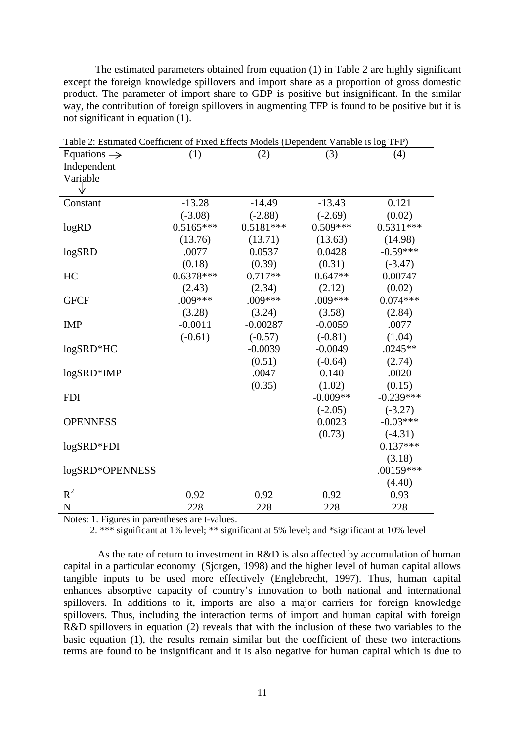The estimated parameters obtained from equation (1) in Table 2 are highly significant except the foreign knowledge spillovers and import share as a proportion of gross domestic product. The parameter of import share to GDP is positive but insignificant. In the similar way, the contribution of foreign spillovers in augmenting TFP is found to be positive but it is not significant in equation (1).

Table 2: Estimated Coefficient of Fixed Effects Models (Dependent Variable is log TFP)

| Equations → / Independent Variable ↓ | (1) | (2) | (3) | (4) |
|---|---|---|---|---|
| Constant | -13.28 | -14.49 | -13.43 | 0.121 |
| | (-3.08) | (-2.88) | (-2.69) | (0.02) |
| logRD | 0.5165*** | 0.5181*** | 0.509*** | 0.5311*** |
| | (13.76) | (13.71) | (13.63) | (14.98) |
| logSRD | .0077 | 0.0537 | 0.0428 | -0.59*** |
| | (0.18) | (0.39) | (0.31) | (-3.47) |
| HC | 0.6378*** | 0.717** | 0.647** | 0.00747 |
| | (2.43) | (2.34) | (2.12) | (0.02) |
| GFCF | .009*** | .009*** | .009*** | 0.074*** |
| | (3.28) | (3.24) | (3.58) | (2.84) |
| IMP | -0.0011 | -0.00287 | -0.0059 | .0077 |
| | (-0.61) | (-0.57) | (-0.81) | (1.04) |
| logSRD*HC | | -0.0039 | -0.0049 | .0245** |
| | | (0.51) | (-0.64) | (2.74) |
| logSRD*IMP | | .0047 | 0.140 | .0020 |
| | | (0.35) | (1.02) | (0.15) |
| FDI | | | -0.009** | -0.239*** |
| | | | (-2.05) | (-3.27) |
| OPENNESS | | | 0.0023 | -0.03*** |
| | | | (0.73) | (-4.31) |
| logSRD*FDI | | | | 0.137*** |
| | | | | (3.18) |
| logSRD*OPENNESS | | | | .00159*** |
| | | | | (4.40) |
| $R^2$ | 0.92 | 0.92 | 0.92 | 0.93 |
| N | 228 | 228 | 228 | 228 |

Notes: 1. Figures in parentheses are t-values.

2. *** significant at 1% level; ** significant at 5% level; and *significant at 10% level

As the rate of return to investment in R&D is also affected by accumulation of human capital in a particular economy (Sjorgen, 1998) and the higher level of human capital allows tangible inputs to be used more effectively (Englebrecht, 1997). Thus, human capital enhances absorptive capacity of country's innovation to both national and international spillovers. In additions to it, imports are also a major carriers for foreign knowledge spillovers. Thus, including the interaction terms of import and human capital with foreign R&D spillovers in equation (2) reveals that with the inclusion of these two variables to the basic equation (1), the results remain similar but the coefficient of these two interactions terms are found to be insignificant and it is also negative for human capital which is due to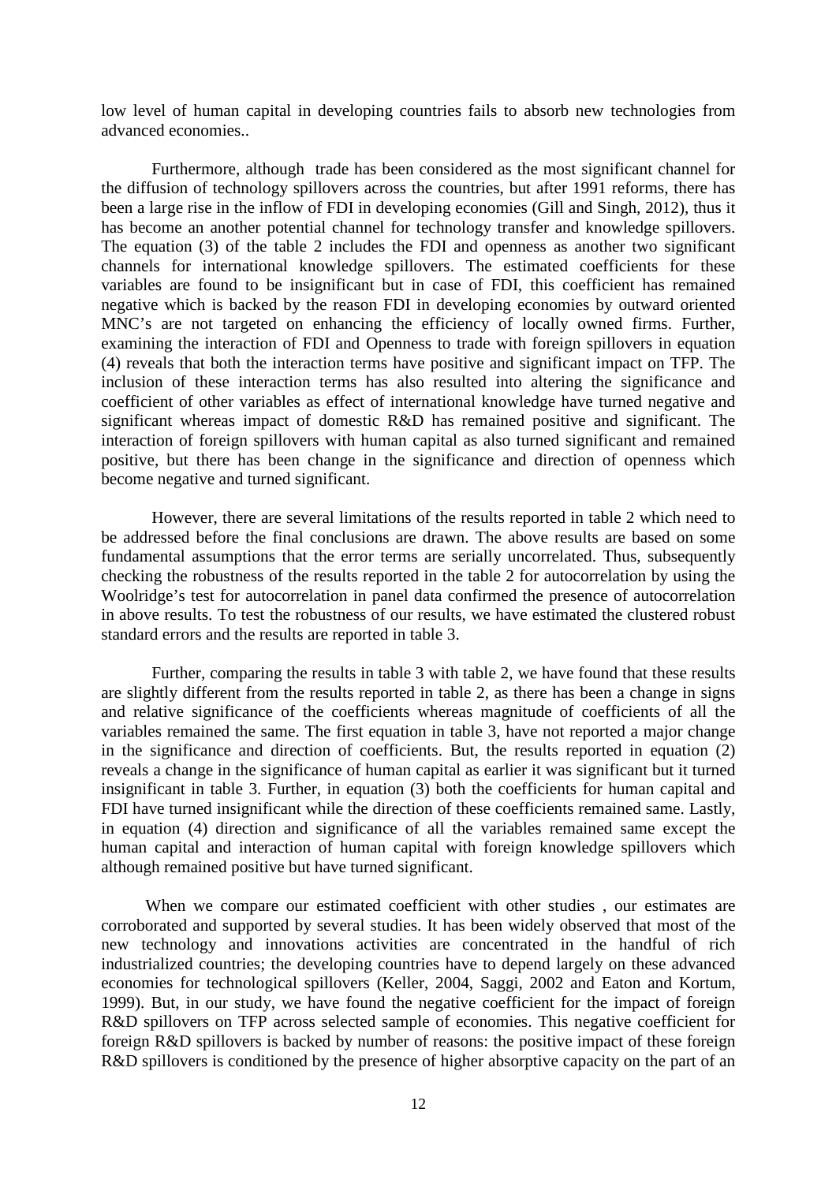low level of human capital in developing countries fails to absorb new technologies from advanced economies..

Furthermore, although trade has been considered as the most significant channel for the diffusion of technology spillovers across the countries, but after 1991 reforms, there has been a large rise in the inflow of FDI in developing economies (Gill and Singh, 2012), thus it has become an another potential channel for technology transfer and knowledge spillovers. The equation (3) of the table 2 includes the FDI and openness as another two significant channels for international knowledge spillovers. The estimated coefficients for these variables are found to be insignificant but in case of FDI, this coefficient has remained negative which is backed by the reason FDI in developing economies by outward oriented MNC's are not targeted on enhancing the efficiency of locally owned firms. Further, examining the interaction of FDI and Openness to trade with foreign spillovers in equation (4) reveals that both the interaction terms have positive and significant impact on TFP. The inclusion of these interaction terms has also resulted into altering the significance and coefficient of other variables as effect of international knowledge have turned negative and significant whereas impact of domestic R&D has remained positive and significant. The interaction of foreign spillovers with human capital as also turned significant and remained positive, but there has been change in the significance and direction of openness which become negative and turned significant.

However, there are several limitations of the results reported in table 2 which need to be addressed before the final conclusions are drawn. The above results are based on some fundamental assumptions that the error terms are serially uncorrelated. Thus, subsequently checking the robustness of the results reported in the table 2 for autocorrelation by using the Woolridge's test for autocorrelation in panel data confirmed the presence of autocorrelation in above results. To test the robustness of our results, we have estimated the clustered robust standard errors and the results are reported in table 3.

Further, comparing the results in table 3 with table 2, we have found that these results are slightly different from the results reported in table 2, as there has been a change in signs and relative significance of the coefficients whereas magnitude of coefficients of all the variables remained the same. The first equation in table 3, have not reported a major change in the significance and direction of coefficients. But, the results reported in equation (2) reveals a change in the significance of human capital as earlier it was significant but it turned insignificant in table 3. Further, in equation (3) both the coefficients for human capital and FDI have turned insignificant while the direction of these coefficients remained same. Lastly, in equation (4) direction and significance of all the variables remained same except the human capital and interaction of human capital with foreign knowledge spillovers which although remained positive but have turned significant.

When we compare our estimated coefficient with other studies , our estimates are corroborated and supported by several studies. It has been widely observed that most of the new technology and innovations activities are concentrated in the handful of rich industrialized countries; the developing countries have to depend largely on these advanced economies for technological spillovers (Keller, 2004, Saggi, 2002 and Eaton and Kortum, 1999). But, in our study, we have found the negative coefficient for the impact of foreign R&D spillovers on TFP across selected sample of economies. This negative coefficient for foreign R&D spillovers is backed by number of reasons: the positive impact of these foreign R&D spillovers is conditioned by the presence of higher absorptive capacity on the part of an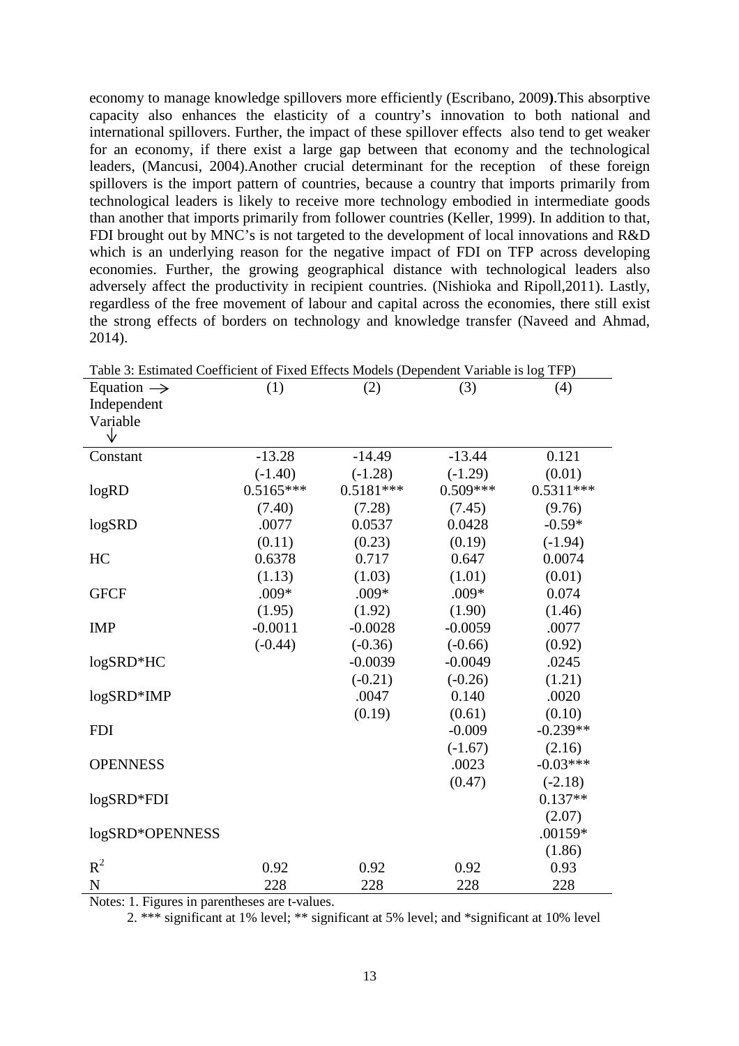economy to manage knowledge spillovers more efficiently (Escribano, 2009**)**.This absorptive capacity also enhances the elasticity of a country's innovation to both national and international spillovers. Further, the impact of these spillover effects also tend to get weaker for an economy, if there exist a large gap between that economy and the technological leaders, (Mancusi, 2004).Another crucial determinant for the reception of these foreign spillovers is the import pattern of countries, because a country that imports primarily from technological leaders is likely to receive more technology embodied in intermediate goods than another that imports primarily from follower countries (Keller, 1999). In addition to that, FDI brought out by MNC's is not targeted to the development of local innovations and R&D which is an underlying reason for the negative impact of FDI on TFP across developing economies. Further, the growing geographical distance with technological leaders also adversely affect the productivity in recipient countries. (Nishioka and Ripoll,2011). Lastly, regardless of the free movement of labour and capital across the economies, there still exist the strong effects of borders on technology and knowledge transfer (Naveed and Ahmad, 2014).

Table 3: Estimated Coefficient of Fixed Effects Models (Dependent Variable is log TFP)

| Equation → <br> Independent Variable ↓ | (1) | (2) | (3) | (4) |
|---|---|---|---|---|
| Constant | -13.28 | -14.49 | -13.44 | 0.121 |
| | (-1.40) | (-1.28) | (-1.29) | (0.01) |
| logRD | 0.5165*** | 0.5181*** | 0.509*** | 0.5311*** |
| | (7.40) | (7.28) | (7.45) | (9.76) |
| logSRD | .0077 | 0.0537 | 0.0428 | -0.59* |
| | (0.11) | (0.23) | (0.19) | (-1.94) |
| HC | 0.6378 | 0.717 | 0.647 | 0.0074 |
| | (1.13) | (1.03) | (1.01) | (0.01) |
| GFCF | .009* | .009* | .009* | 0.074 |
| | (1.95) | (1.92) | (1.90) | (1.46) |
| IMP | -0.0011 | -0.0028 | -0.0059 | .0077 |
| | (-0.44) | (-0.36) | (-0.66) | (0.92) |
| logSRD*HC | | -0.0039 | -0.0049 | .0245 |
| | | (-0.21) | (-0.26) | (1.21) |
| logSRD*IMP | | .0047 | 0.140 | .0020 |
| | | (0.19) | (0.61) | (0.10) |
| FDI | | | -0.009 | -0.239** |
| | | | (-1.67) | (2.16) |
| OPENNESS | | | .0023 | -0.03*** |
| | | | (0.47) | (-2.18) |
| logSRD*FDI | | | | 0.137** |
| | | | | (2.07) |
| logSRD*OPENNESS | | | | .00159* |
| | | | | (1.86) |
| $R^2$ | 0.92 | 0.92 | 0.92 | 0.93 |
| N | 228 | 228 | 228 | 228 |

Notes: 1. Figures in parentheses are t-values.

2. *** significant at 1% level; ** significant at 5% level; and *significant at 10% level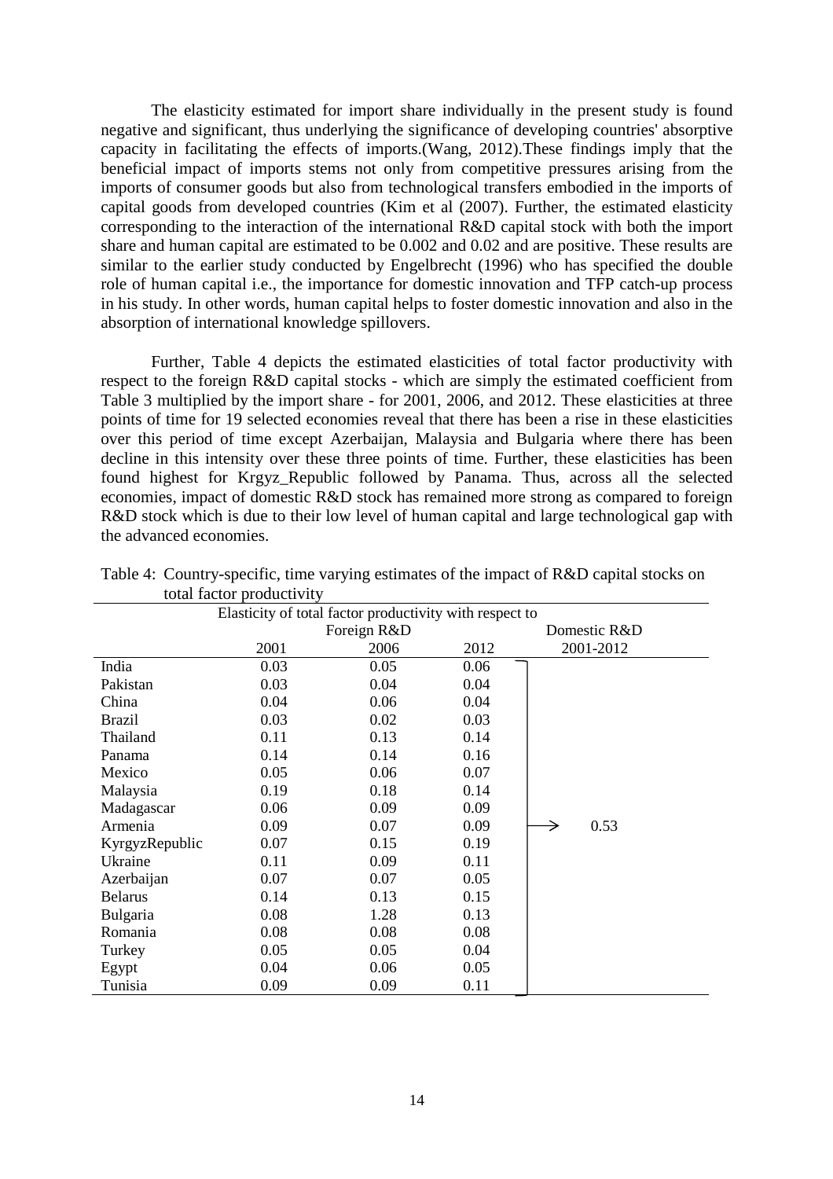The elasticity estimated for import share individually in the present study is found negative and significant, thus underlying the significance of developing countries' absorptive capacity in facilitating the effects of imports.(Wang, 2012).These findings imply that the beneficial impact of imports stems not only from competitive pressures arising from the imports of consumer goods but also from technological transfers embodied in the imports of capital goods from developed countries (Kim et al (2007). Further, the estimated elasticity corresponding to the interaction of the international R&D capital stock with both the import share and human capital are estimated to be 0.002 and 0.02 and are positive. These results are similar to the earlier study conducted by Engelbrecht (1996) who has specified the double role of human capital i.e., the importance for domestic innovation and TFP catch-up process in his study. In other words, human capital helps to foster domestic innovation and also in the absorption of international knowledge spillovers.

Further, Table 4 depicts the estimated elasticities of total factor productivity with respect to the foreign R&D capital stocks - which are simply the estimated coefficient from Table 3 multiplied by the import share - for 2001, 2006, and 2012. These elasticities at three points of time for 19 selected economies reveal that there has been a rise in these elasticities over this period of time except Azerbaijan, Malaysia and Bulgaria where there has been decline in this intensity over these three points of time. Further, these elasticities has been found highest for Krgyz_Republic followed by Panama. Thus, across all the selected economies, impact of domestic R&D stock has remained more strong as compared to foreign R&D stock which is due to their low level of human capital and large technological gap with the advanced economies.

Table 4: Country-specific, time varying estimates of the impact of R&D capital stocks on total factor productivity

| | Elasticity of total factor productivity with respect to | | | |
|---|---|---|---|---|
| | Foreign R&D | | | Domestic R&D |
| | 2001 | 2006 | 2012 | 2001-2012 |
| India | 0.03 | 0.05 | 0.06 | 0.53 |
| Pakistan | 0.03 | 0.04 | 0.04 | |
| China | 0.04 | 0.06 | 0.04 | |
| Brazil | 0.03 | 0.02 | 0.03 | |
| Thailand | 0.11 | 0.13 | 0.14 | |
| Panama | 0.14 | 0.14 | 0.16 | |
| Mexico | 0.05 | 0.06 | 0.07 | |
| Malaysia | 0.19 | 0.18 | 0.14 | |
| Madagascar | 0.06 | 0.09 | 0.09 | |
| Armenia | 0.09 | 0.07 | 0.09 | |
| KyrgyzRepublic | 0.07 | 0.15 | 0.19 | |
| Ukraine | 0.11 | 0.09 | 0.11 | |
| Azerbaijan | 0.07 | 0.07 | 0.05 | |
| Belarus | 0.14 | 0.13 | 0.15 | |
| Bulgaria | 0.08 | 1.28 | 0.13 | |
| Romania | 0.08 | 0.08 | 0.08 | |
| Turkey | 0.05 | 0.05 | 0.04 | |
| Egypt | 0.04 | 0.06 | 0.05 | |
| Tunisia | 0.09 | 0.09 | 0.11 | |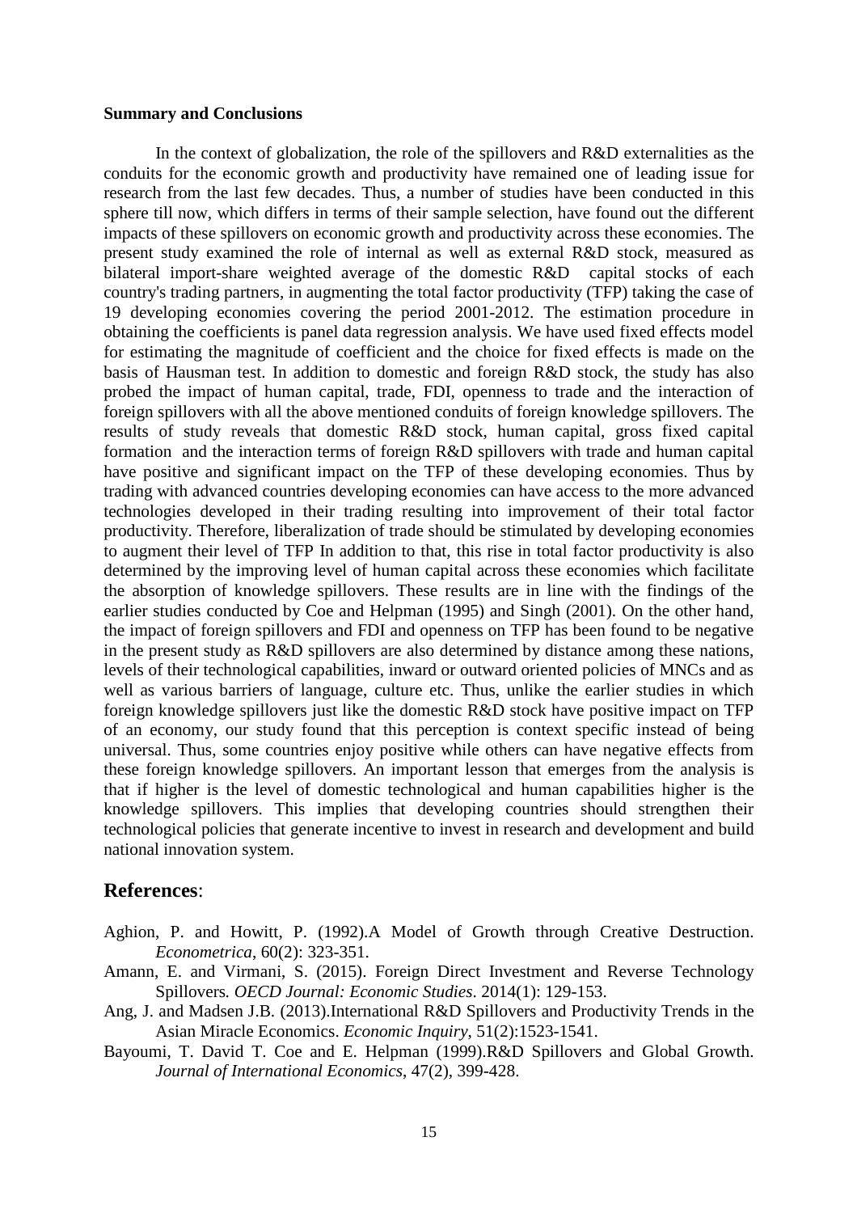**Summary and Conclusions**

In the context of globalization, the role of the spillovers and R&D externalities as the conduits for the economic growth and productivity have remained one of leading issue for research from the last few decades. Thus, a number of studies have been conducted in this sphere till now, which differs in terms of their sample selection, have found out the different impacts of these spillovers on economic growth and productivity across these economies. The present study examined the role of internal as well as external R&D stock, measured as bilateral import-share weighted average of the domestic R&D capital stocks of each country's trading partners, in augmenting the total factor productivity (TFP) taking the case of 19 developing economies covering the period 2001-2012. The estimation procedure in obtaining the coefficients is panel data regression analysis. We have used fixed effects model for estimating the magnitude of coefficient and the choice for fixed effects is made on the basis of Hausman test. In addition to domestic and foreign R&D stock, the study has also probed the impact of human capital, trade, FDI, openness to trade and the interaction of foreign spillovers with all the above mentioned conduits of foreign knowledge spillovers. The results of study reveals that domestic R&D stock, human capital, gross fixed capital formation and the interaction terms of foreign R&D spillovers with trade and human capital have positive and significant impact on the TFP of these developing economies. Thus by trading with advanced countries developing economies can have access to the more advanced technologies developed in their trading resulting into improvement of their total factor productivity. Therefore, liberalization of trade should be stimulated by developing economies to augment their level of TFP In addition to that, this rise in total factor productivity is also determined by the improving level of human capital across these economies which facilitate the absorption of knowledge spillovers. These results are in line with the findings of the earlier studies conducted by Coe and Helpman (1995) and Singh (2001). On the other hand, the impact of foreign spillovers and FDI and openness on TFP has been found to be negative in the present study as R&D spillovers are also determined by distance among these nations, levels of their technological capabilities, inward or outward oriented policies of MNCs and as well as various barriers of language, culture etc. Thus, unlike the earlier studies in which foreign knowledge spillovers just like the domestic R&D stock have positive impact on TFP of an economy, our study found that this perception is context specific instead of being universal. Thus, some countries enjoy positive while others can have negative effects from these foreign knowledge spillovers. An important lesson that emerges from the analysis is that if higher is the level of domestic technological and human capabilities higher is the knowledge spillovers. This implies that developing countries should strengthen their technological policies that generate incentive to invest in research and development and build national innovation system.

## References:

Aghion, P. and Howitt, P. (1992).A Model of Growth through Creative Destruction. *Econometrica*, 60(2): 323-351.

Amann, E. and Virmani, S. (2015). Foreign Direct Investment and Reverse Technology Spillovers. *OECD Journal: Economic Studies*. 2014(1): 129-153.

Ang, J. and Madsen J.B. (2013).International R&D Spillovers and Productivity Trends in the Asian Miracle Economics. *Economic Inquiry*, 51(2):1523-1541.

Bayoumi, T. David T. Coe and E. Helpman (1999).R&D Spillovers and Global Growth. *Journal of International Economics*, 47(2), 399-428.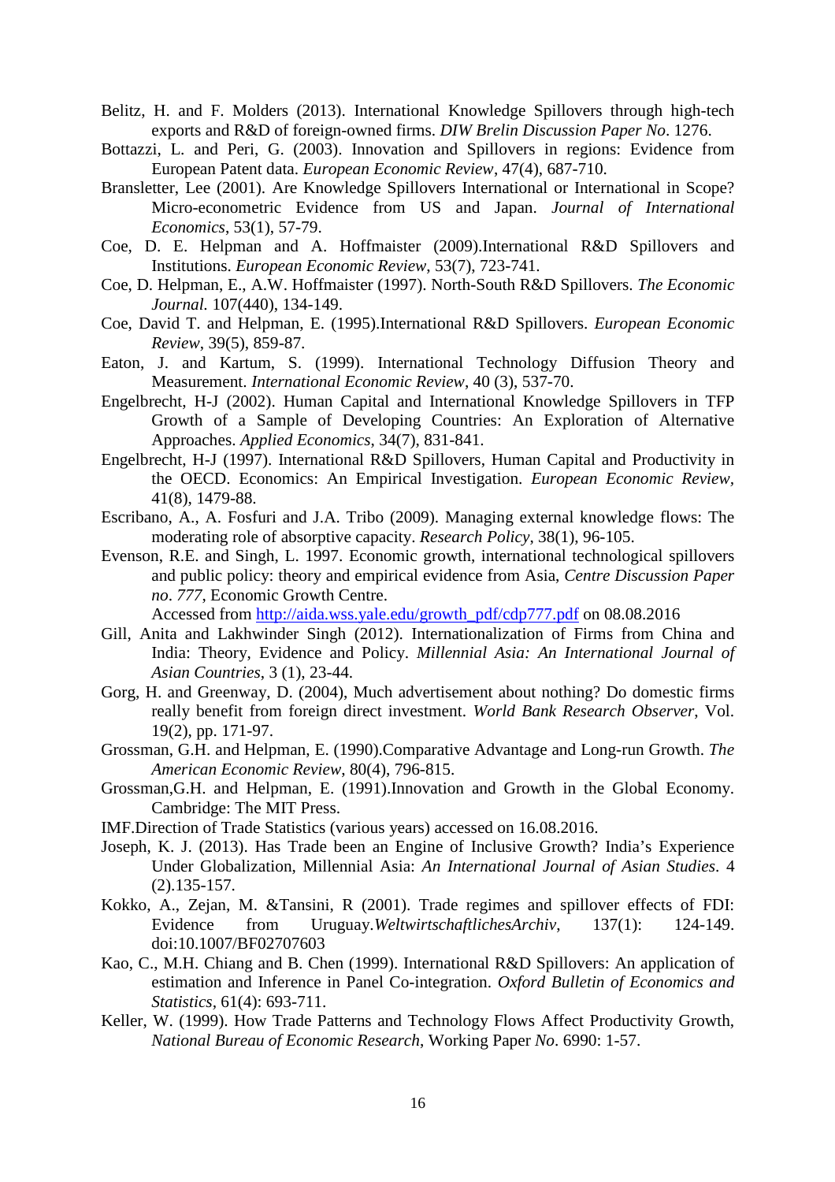Belitz, H. and F. Molders (2013). International Knowledge Spillovers through high-tech exports and R&D of foreign-owned firms. *DIW Brelin Discussion Paper No*. 1276.

Bottazzi, L. and Peri, G. (2003). Innovation and Spillovers in regions: Evidence from European Patent data. *European Economic Review*, 47(4), 687-710.

Bransletter, Lee (2001). Are Knowledge Spillovers International or International in Scope? Micro-econometric Evidence from US and Japan. *Journal of International Economics*, 53(1), 57-79.

Coe, D. E. Helpman and A. Hoffmaister (2009).International R&D Spillovers and Institutions. *European Economic Review*, 53(7), 723-741.

Coe, D. Helpman, E., A.W. Hoffmaister (1997). North-South R&D Spillovers. *The Economic Journal*. 107(440), 134-149.

Coe, David T. and Helpman, E. (1995).International R&D Spillovers. *European Economic Review*, 39(5), 859-87.

Eaton, J. and Kartum, S. (1999). International Technology Diffusion Theory and Measurement. *International Economic Review*, 40 (3), 537-70.

Engelbrecht, H-J (2002). Human Capital and International Knowledge Spillovers in TFP Growth of a Sample of Developing Countries: An Exploration of Alternative Approaches. *Applied Economics*, 34(7), 831-841.

Engelbrecht, H-J (1997). International R&D Spillovers, Human Capital and Productivity in the OECD. Economics: An Empirical Investigation. *European Economic Review*, 41(8), 1479-88.

Escribano, A., A. Fosfuri and J.A. Tribo (2009). Managing external knowledge flows: The moderating role of absorptive capacity. *Research Policy*, 38(1), 96-105.

Evenson, R.E. and Singh, L. 1997. Economic growth, international technological spillovers and public policy: theory and empirical evidence from Asia, *Centre Discussion Paper no*. *777*, Economic Growth Centre.
Accessed from http://aida.wss.yale.edu/growth_pdf/cdp777.pdf on 08.08.2016

Gill, Anita and Lakhwinder Singh (2012). Internationalization of Firms from China and India: Theory, Evidence and Policy. *Millennial Asia: An International Journal of Asian Countries*, 3 (1), 23-44.

Gorg, H. and Greenway, D. (2004), Much advertisement about nothing? Do domestic firms really benefit from foreign direct investment. *World Bank Research Observer*, Vol. 19(2), pp. 171-97.

Grossman, G.H. and Helpman, E. (1990).Comparative Advantage and Long-run Growth. *The American Economic Review*, 80(4), 796-815.

Grossman,G.H. and Helpman, E. (1991).Innovation and Growth in the Global Economy. Cambridge: The MIT Press.

IMF.Direction of Trade Statistics (various years) accessed on 16.08.2016.

Joseph, K. J. (2013). Has Trade been an Engine of Inclusive Growth? India's Experience Under Globalization, Millennial Asia: *An International Journal of Asian Studies*. 4 (2).135-157.

Kokko, A., Zejan, M. &Tansini, R (2001). Trade regimes and spillover effects of FDI: Evidence from Uruguay.*WeltwirtschaftlichesArchiv*, 137(1): 124-149. doi:10.1007/BF02707603

Kao, C., M.H. Chiang and B. Chen (1999). International R&D Spillovers: An application of estimation and Inference in Panel Co-integration. *Oxford Bulletin of Economics and Statistics*, 61(4): 693-711.

Keller, W. (1999). How Trade Patterns and Technology Flows Affect Productivity Growth, *National Bureau of Economic Research*, Working Paper *No*. 6990: 1-57.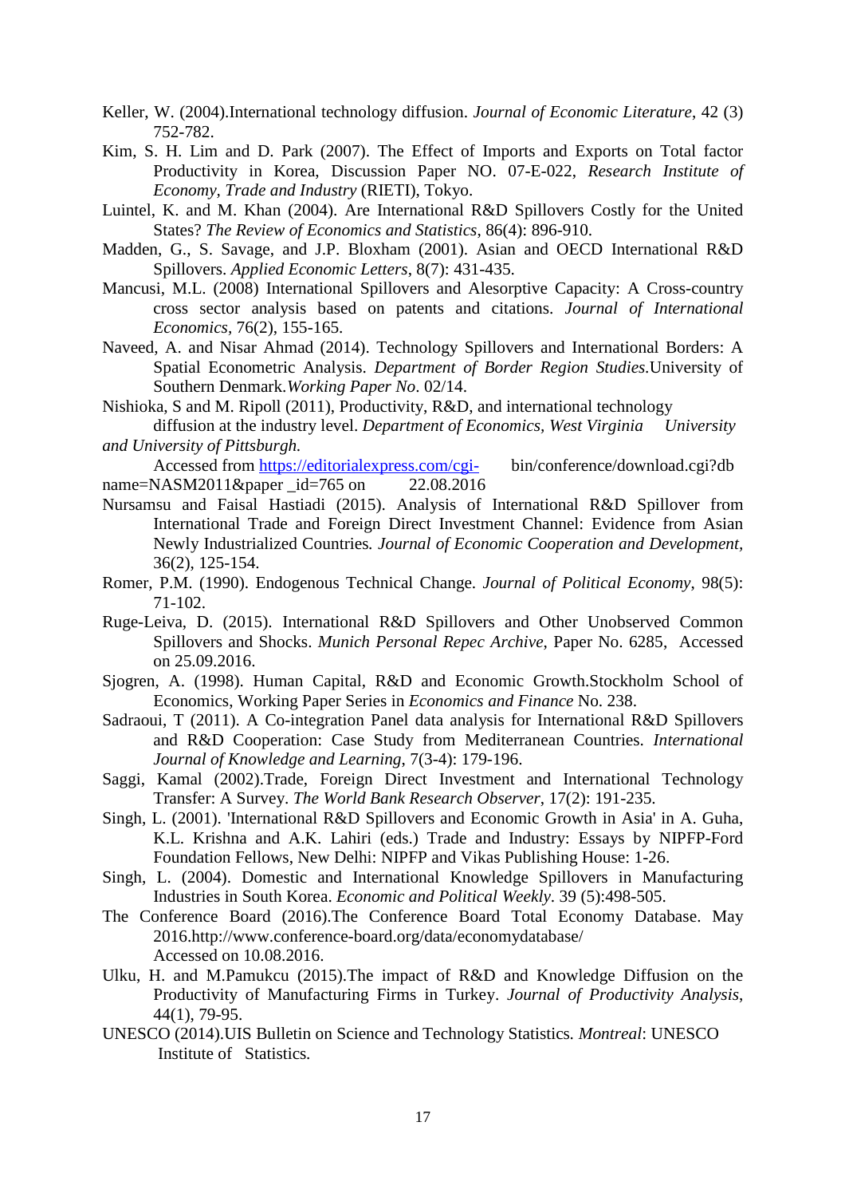Keller, W. (2004).International technology diffusion. *Journal of Economic Literature*, 42 (3) 752-782.

Kim, S. H. Lim and D. Park (2007). The Effect of Imports and Exports on Total factor Productivity in Korea, Discussion Paper NO. 07-E-022, *Research Institute of Economy, Trade and Industry* (RIETI), Tokyo.

Luintel, K. and M. Khan (2004). Are International R&D Spillovers Costly for the United States? *The Review of Economics and Statistics*, 86(4): 896-910.

Madden, G., S. Savage, and J.P. Bloxham (2001). Asian and OECD International R&D Spillovers. *Applied Economic Letters*, 8(7): 431-435.

Mancusi, M.L. (2008) International Spillovers and Alesorptive Capacity: A Cross-country cross sector analysis based on patents and citations. *Journal of International Economics*, 76(2), 155-165.

Naveed, A. and Nisar Ahmad (2014). Technology Spillovers and International Borders: A Spatial Econometric Analysis. *Department of Border Region Studies.*University of Southern Denmark.*Working Paper No*. 02/14.

Nishioka, S and M. Ripoll (2011), Productivity, R&D, and international technology diffusion at the industry level. *Department of Economics, West Virginia University and University of Pittsburgh.* Accessed from https://editorialexpress.com/cgi- bin/conference/download.cgi?db name=NASM2011&paper _id=765 on 22.08.2016

Nursamsu and Faisal Hastiadi (2015). Analysis of International R&D Spillover from International Trade and Foreign Direct Investment Channel: Evidence from Asian Newly Industrialized Countries. *Journal of Economic Cooperation and Development*, 36(2), 125-154.

Romer, P.M. (1990). Endogenous Technical Change. *Journal of Political Economy*, 98(5): 71-102.

Ruge-Leiva, D. (2015). International R&D Spillovers and Other Unobserved Common Spillovers and Shocks. *Munich Personal Repec Archive*, Paper No. 6285, Accessed on 25.09.2016.

Sjogren, A. (1998). Human Capital, R&D and Economic Growth.Stockholm School of Economics, Working Paper Series in *Economics and Finance* No. 238.

Sadraoui, T (2011). A Co-integration Panel data analysis for International R&D Spillovers and R&D Cooperation: Case Study from Mediterranean Countries. *International Journal of Knowledge and Learning*, 7(3-4): 179-196.

Saggi, Kamal (2002).Trade, Foreign Direct Investment and International Technology Transfer: A Survey. *The World Bank Research Observer*, 17(2): 191-235.

Singh, L. (2001). 'International R&D Spillovers and Economic Growth in Asia' in A. Guha, K.L. Krishna and A.K. Lahiri (eds.) Trade and Industry: Essays by NIPFP-Ford Foundation Fellows, New Delhi: NIPFP and Vikas Publishing House: 1-26.

Singh, L. (2004). Domestic and International Knowledge Spillovers in Manufacturing Industries in South Korea. *Economic and Political Weekly*. 39 (5):498-505.

The Conference Board (2016).The Conference Board Total Economy Database. May 2016.http://www.conference-board.org/data/economydatabase/ Accessed on 10.08.2016.

Ulku, H. and M.Pamukcu (2015).The impact of R&D and Knowledge Diffusion on the Productivity of Manufacturing Firms in Turkey. *Journal of Productivity Analysis*, 44(1), 79-95.

UNESCO (2014).UIS Bulletin on Science and Technology Statistics. *Montreal*: UNESCO Institute of Statistics.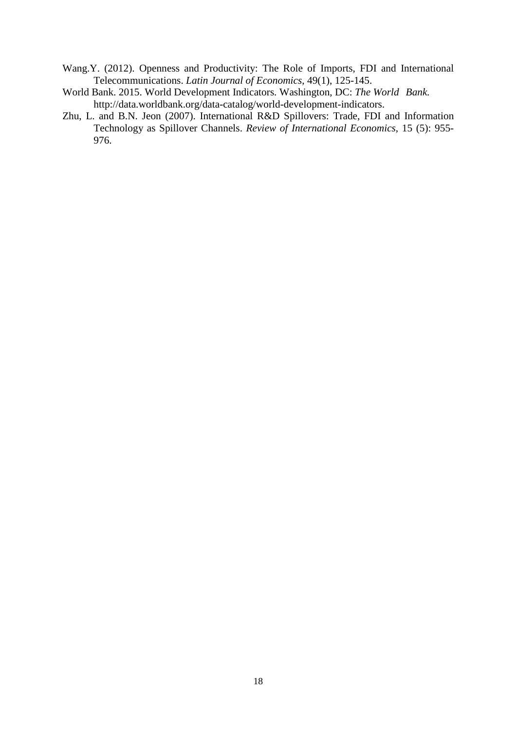Wang.Y. (2012). Openness and Productivity: The Role of Imports, FDI and International Telecommunications. *Latin Journal of Economics*, 49(1), 125-145.

World Bank. 2015. World Development Indicators. Washington, DC: *The World Bank.* http://data.worldbank.org/data-catalog/world-development-indicators.

Zhu, L. and B.N. Jeon (2007). International R&D Spillovers: Trade, FDI and Information Technology as Spillover Channels. *Review of International Economics*, 15 (5): 955-976.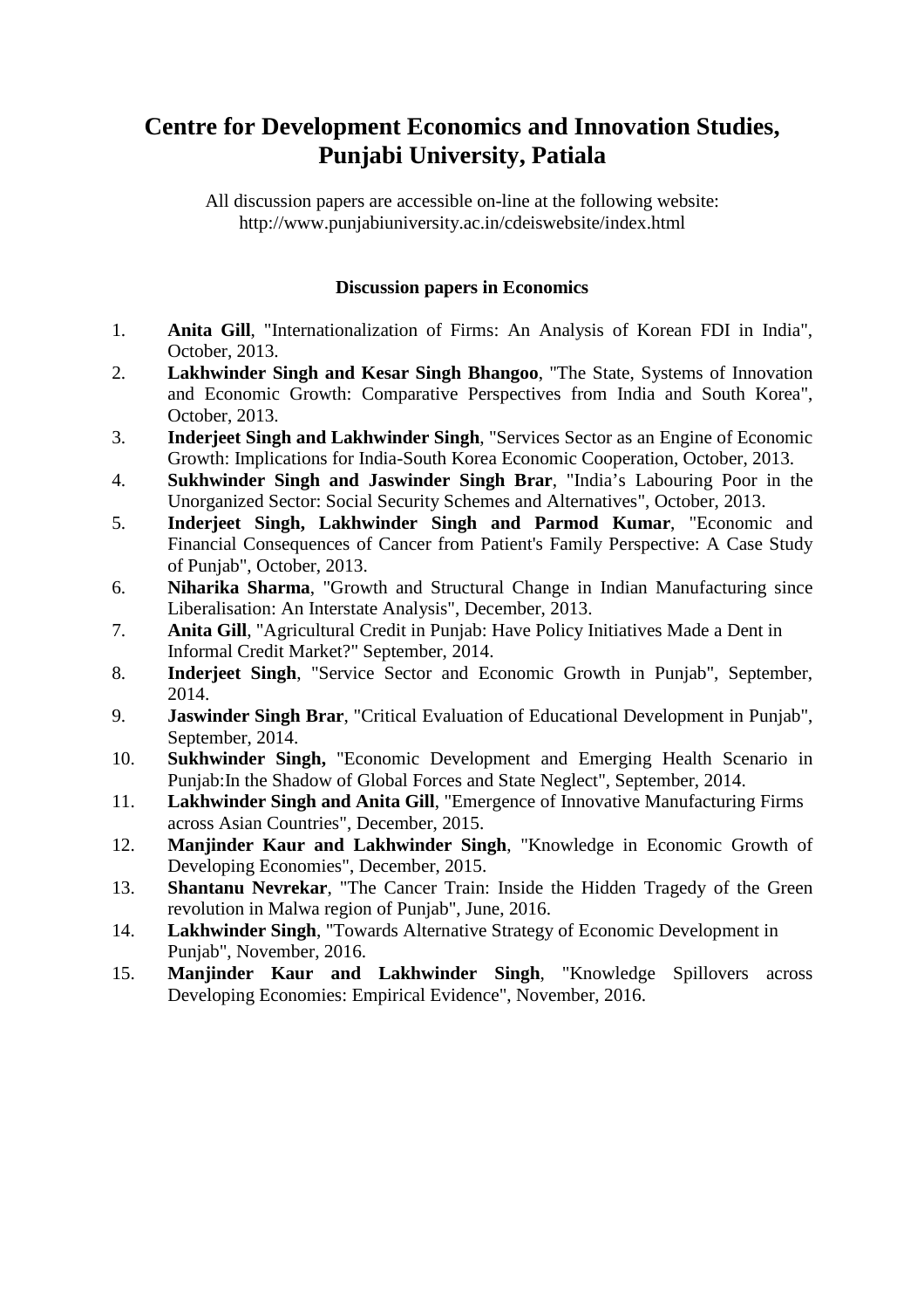# Centre for Development Economics and Innovation Studies, Punjabi University, Patiala

All discussion papers are accessible on-line at the following website:
http://www.punjabiuniversity.ac.in/cdeiswebsite/index.html

### Discussion papers in Economics

1. **Anita Gill**, "Internationalization of Firms: An Analysis of Korean FDI in India", October, 2013.
2. **Lakhwinder Singh and Kesar Singh Bhangoo**, "The State, Systems of Innovation and Economic Growth: Comparative Perspectives from India and South Korea", October, 2013.
3. **Inderjeet Singh and Lakhwinder Singh**, "Services Sector as an Engine of Economic Growth: Implications for India-South Korea Economic Cooperation, October, 2013.
4. **Sukhwinder Singh and Jaswinder Singh Brar**, "India's Labouring Poor in the Unorganized Sector: Social Security Schemes and Alternatives", October, 2013.
5. **Inderjeet Singh, Lakhwinder Singh and Parmod Kumar**, "Economic and Financial Consequences of Cancer from Patient's Family Perspective: A Case Study of Punjab", October, 2013.
6. **Niharika Sharma**, "Growth and Structural Change in Indian Manufacturing since Liberalisation: An Interstate Analysis", December, 2013.
7. **Anita Gill**, "Agricultural Credit in Punjab: Have Policy Initiatives Made a Dent in Informal Credit Market?" September, 2014.
8. **Inderjeet Singh**, "Service Sector and Economic Growth in Punjab", September, 2014.
9. **Jaswinder Singh Brar**, "Critical Evaluation of Educational Development in Punjab", September, 2014.
10. **Sukhwinder Singh,** "Economic Development and Emerging Health Scenario in Punjab:In the Shadow of Global Forces and State Neglect", September, 2014.
11. **Lakhwinder Singh and Anita Gill**, "Emergence of Innovative Manufacturing Firms across Asian Countries", December, 2015.
12. **Manjinder Kaur and Lakhwinder Singh**, "Knowledge in Economic Growth of Developing Economies", December, 2015.
13. **Shantanu Nevrekar**, "The Cancer Train: Inside the Hidden Tragedy of the Green revolution in Malwa region of Punjab", June, 2016.
14. **Lakhwinder Singh**, "Towards Alternative Strategy of Economic Development in Punjab", November, 2016.
15. **Manjinder Kaur and Lakhwinder Singh**, "Knowledge Spillovers across Developing Economies: Empirical Evidence", November, 2016.